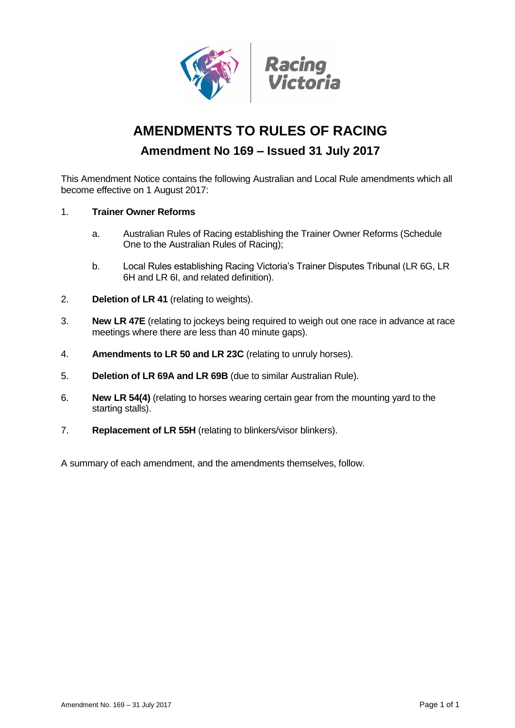# AMENDMENTS TO RULES OF RACING

## Amendment No 169 – Issued 31 July 2017

This Amendment Notice contains the following Australian and Local Rule amendments which all become effective on 1 August 2017:

1. **Trainer Owner Reforms**

   a. Australian Rules of Racing establishing the Trainer Owner Reforms (Schedule One to the Australian Rules of Racing);

   b. Local Rules establishing Racing Victoria's Trainer Disputes Tribunal (LR 6G, LR 6H and LR 6I, and related definition).

2. **Deletion of LR 41** (relating to weights).

3. **New LR 47E** (relating to jockeys being required to weigh out one race in advance at race meetings where there are less than 40 minute gaps).

4. **Amendments to LR 50 and LR 23C** (relating to unruly horses).

5. **Deletion of LR 69A and LR 69B** (due to similar Australian Rule).

6. **New LR 54(4)** (relating to horses wearing certain gear from the mounting yard to the starting stalls).

7. **Replacement of LR 55H** (relating to blinkers/visor blinkers).

A summary of each amendment, and the amendments themselves, follow.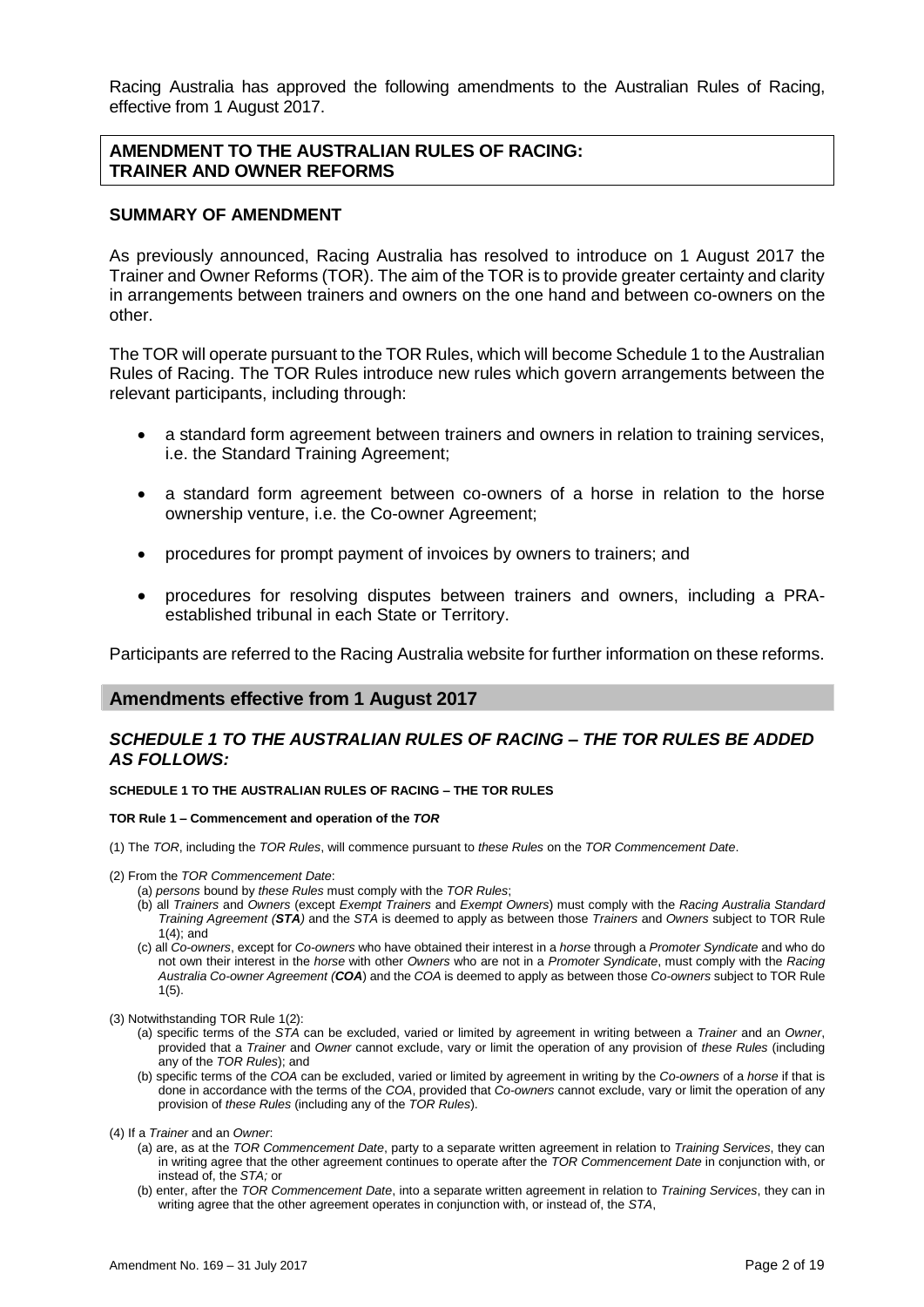Racing Australia has approved the following amendments to the Australian Rules of Racing, effective from 1 August 2017.

## AMENDMENT TO THE AUSTRALIAN RULES OF RACING: TRAINER AND OWNER REFORMS

### SUMMARY OF AMENDMENT

As previously announced, Racing Australia has resolved to introduce on 1 August 2017 the Trainer and Owner Reforms (TOR). The aim of the TOR is to provide greater certainty and clarity in arrangements between trainers and owners on the one hand and between co-owners on the other.

The TOR will operate pursuant to the TOR Rules, which will become Schedule 1 to the Australian Rules of Racing. The TOR Rules introduce new rules which govern arrangements between the relevant participants, including through:

- a standard form agreement between trainers and owners in relation to training services, i.e. the Standard Training Agreement;
- a standard form agreement between co-owners of a horse in relation to the horse ownership venture, i.e. the Co-owner Agreement;
- procedures for prompt payment of invoices by owners to trainers; and
- procedures for resolving disputes between trainers and owners, including a PRA-established tribunal in each State or Territory.

Participants are referred to the Racing Australia website for further information on these reforms.

## Amendments effective from 1 August 2017

### *SCHEDULE 1 TO THE AUSTRALIAN RULES OF RACING – THE TOR RULES BE ADDED AS FOLLOWS:*

**SCHEDULE 1 TO THE AUSTRALIAN RULES OF RACING – THE TOR RULES**

**TOR Rule 1 – Commencement and operation of the *TOR***

(1) The *TOR*, including the *TOR Rules*, will commence pursuant to *these Rules* on the *TOR Commencement Date*.

(2) From the *TOR Commencement Date*:

(a) *persons* bound by *these Rules* must comply with the *TOR Rules*;

(b) all *Trainers* and *Owners* (except *Exempt Trainers* and *Exempt Owners*) must comply with the *Racing Australia Standard Training Agreement (**STA**)* and the *STA* is deemed to apply as between those *Trainers* and *Owners* subject to TOR Rule 1(4); and

(c) all *Co-owners*, except for *Co-owners* who have obtained their interest in a *horse* through a *Promoter Syndicate* and who do not own their interest in the *horse* with other *Owners* who are not in a *Promoter Syndicate*, must comply with the *Racing Australia Co-owner Agreement (**COA**)* and the *COA* is deemed to apply as between those *Co-owners* subject to TOR Rule 1(5).

(3) Notwithstanding TOR Rule 1(2):

(a) specific terms of the *STA* can be excluded, varied or limited by agreement in writing between a *Trainer* and an *Owner*, provided that a *Trainer* and *Owner* cannot exclude, vary or limit the operation of any provision of *these Rules* (including any of the *TOR Rules*); and

(b) specific terms of the *COA* can be excluded, varied or limited by agreement in writing by the *Co-owners* of a *horse* if that is done in accordance with the terms of the *COA*, provided that *Co-owners* cannot exclude, vary or limit the operation of any provision of *these Rules* (including any of the *TOR Rules*).

(4) If a *Trainer* and an *Owner*:

(a) are, as at the *TOR Commencement Date*, party to a separate written agreement in relation to *Training Services*, they can in writing agree that the other agreement continues to operate after the *TOR Commencement Date* in conjunction with, or instead of, the *STA;* or

(b) enter, after the *TOR Commencement Date*, into a separate written agreement in relation to *Training Services*, they can in writing agree that the other agreement operates in conjunction with, or instead of, the *STA*,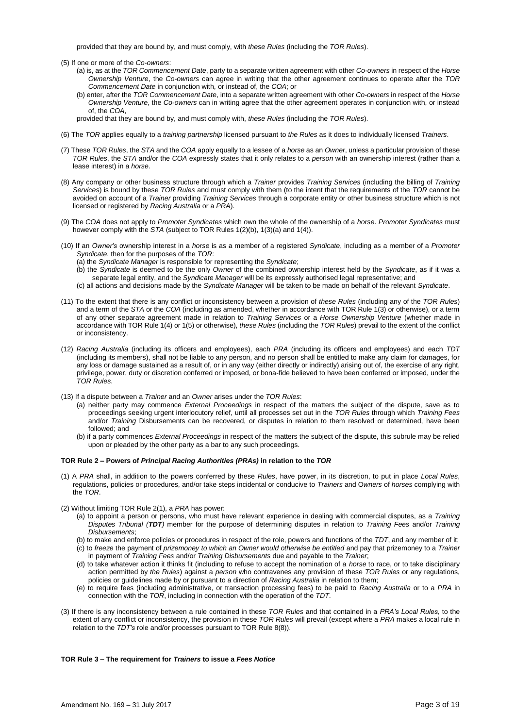provided that they are bound by, and must comply, with *these Rules* (including the *TOR Rules*).

(5) If one or more of the *Co-owners*:

(a) is, as at the *TOR Commencement Date*, party to a separate written agreement with other *Co-owners* in respect of the *Horse Ownership Venture*, the *Co-owners* can agree in writing that the other agreement continues to operate after the *TOR Commencement Date* in conjunction with, or instead of, the *COA*; or

(b) enter, after the *TOR Commencement Date*, into a separate written agreement with other *Co-owners* in respect of the *Horse Ownership Venture*, the *Co-owners* can in writing agree that the other agreement operates in conjunction with, or instead of, the *COA*,

provided that they are bound by, and must comply with, *these Rules* (including the *TOR Rules*).

(6) The *TOR* applies equally to a *training partnership* licensed pursuant to *the Rules* as it does to individually licensed *Trainers*.

(7) These *TOR Rules*, the *STA* and the *COA* apply equally to a lessee of a *horse* as an *Owner*, unless a particular provision of these *TOR Rules*, the *STA* and/or the *COA* expressly states that it only relates to a *person* with an ownership interest (rather than a lease interest) in a *horse*.

(8) Any company or other business structure through which a *Trainer* provides *Training Services* (including the billing of *Training Services*) is bound by these *TOR Rules* and must comply with them (to the intent that the requirements of the *TOR* cannot be avoided on account of a *Trainer* providing *Training Services* through a corporate entity or other business structure which is not licensed or registered by *Racing Australia* or a *PRA*).

(9) The *COA* does not apply to *Promoter Syndicates* which own the whole of the ownership of a *horse*. *Promoter Syndicates* must however comply with the *STA* (subject to TOR Rules 1(2)(b), 1(3)(a) and 1(4)).

(10) If an *Owner's* ownership interest in a *horse* is as a member of a registered *Syndicate*, including as a member of a *Promoter Syndicate*, then for the purposes of the *TOR*:

(a) the *Syndicate Manager* is responsible for representing the *Syndicate*;

(b) the *Syndicate* is deemed to be the only *Owner* of the combined ownership interest held by the *Syndicate*, as if it was a separate legal entity, and the *Syndicate Manager* will be its expressly authorised legal representative; and

(c) all actions and decisions made by the *Syndicate Manager* will be taken to be made on behalf of the relevant *Syndicate*.

(11) To the extent that there is any conflict or inconsistency between a provision of *these Rules* (including any of the *TOR Rules*) and a term of the *STA* or the *COA* (including as amended, whether in accordance with TOR Rule 1(3) or otherwise), or a term of any other separate agreement made in relation to *Training Services* or a *Horse Ownership Venture* (whether made in accordance with TOR Rule 1(4) or 1(5) or otherwise), *these Rules* (including the *TOR Rules*) prevail to the extent of the conflict or inconsistency.

(12) *Racing Australia* (including its officers and employees), each *PRA* (including its officers and employees) and each *TDT* (including its members), shall not be liable to any person, and no person shall be entitled to make any claim for damages, for any loss or damage sustained as a result of, or in any way (either directly or indirectly) arising out of, the exercise of any right, privilege, power, duty or discretion conferred or imposed, or bona-fide believed to have been conferred or imposed, under the *TOR Rules*.

(13) If a dispute between a *Trainer* and an *Owner* arises under the *TOR Rules*:

(a) neither party may commence *External Proceedings* in respect of the matters the subject of the dispute, save as to proceedings seeking urgent interlocutory relief, until all processes set out in the *TOR Rules* through which *Training Fees* and/or *Training* Disbursements can be recovered, or disputes in relation to them resolved or determined, have been followed; and

(b) if a party commences *External Proceedings* in respect of the matters the subject of the dispute, this subrule may be relied upon or pleaded by the other party as a bar to any such proceedings.

**TOR Rule 2 – Powers of *Principal Racing Authorities (PRAs)* in relation to the *TOR***

(1) A *PRA* shall, in addition to the powers conferred by these *Rules*, have power, in its discretion, to put in place *Local Rules*, regulations, policies or procedures, and/or take steps incidental or conducive to *Trainers* and *Owners* of *horses* complying with the *TOR*.

(2) Without limiting TOR Rule 2(1), a *PRA* has power:

(a) to appoint a person or persons, who must have relevant experience in dealing with commercial disputes, as a *Training Disputes Tribunal (**TDT**)* member for the purpose of determining disputes in relation to *Training Fees* and/or *Training Disbursements*;

(b) to make and enforce policies or procedures in respect of the role, powers and functions of the *TDT*, and any member of it;

(c) to *freeze* the payment of *prizemoney to which an Owner would otherwise be entitled* and pay that prizemoney to a *Trainer* in payment of *Training Fees* and/or *Training Disbursements* due and payable to the *Trainer*;

(d) to take whatever action it thinks fit (including to refuse to accept the nomination of a *horse* to race, or to take disciplinary action permitted by *the Rules*) against a *person* who contravenes any provision of these *TOR Rules* or any regulations, policies or guidelines made by or pursuant to a direction of *Racing Australia* in relation to them;

(e) to require fees (including administrative, or transaction processing fees) to be paid to *Racing Australia* or to a *PRA* in connection with the *TOR*, including in connection with the operation of the *TDT*.

(3) If there is any inconsistency between a rule contained in these *TOR Rules* and that contained in a *PRA's Local Rules,* to the extent of any conflict or inconsistency, the provision in these *TOR Rules* will prevail (except where a *PRA* makes a local rule in relation to the *TDT's* role and/or processes pursuant to TOR Rule 8(8)).

**TOR Rule 3 – The requirement for *Trainers* to issue a *Fees Notice***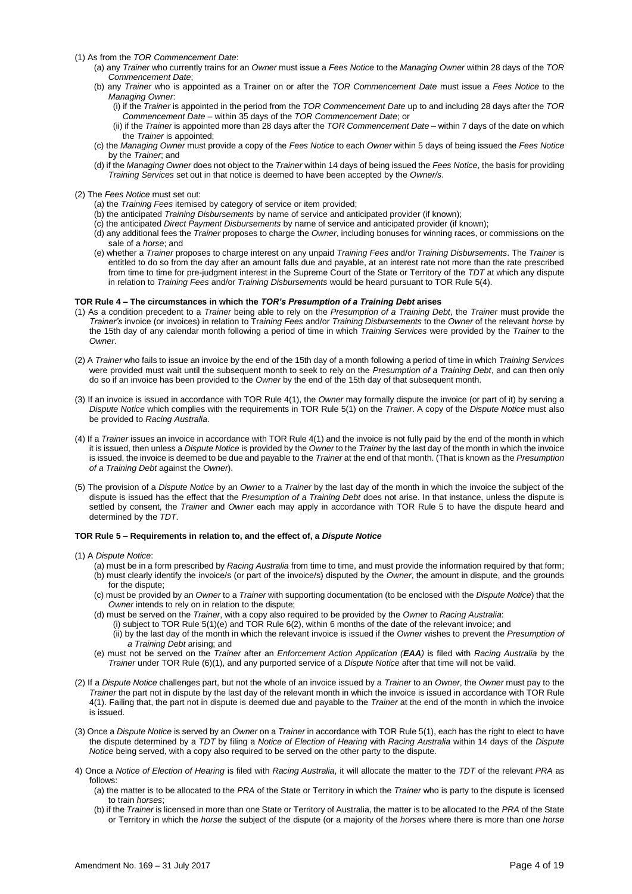(1) As from the *TOR Commencement Date*:

   (a) any *Trainer* who currently trains for an *Owner* must issue a *Fees Notice* to the *Managing Owner* within 28 days of the *TOR Commencement Date*;

   (b) any *Trainer* who is appointed as a Trainer on or after the *TOR Commencement Date* must issue a *Fees Notice* to the *Managing Owner*:

      (i) if the *Trainer* is appointed in the period from the *TOR Commencement Date* up to and including 28 days after the *TOR Commencement Date* – within 35 days of the *TOR Commencement Date*; or

      (ii) if the *Trainer* is appointed more than 28 days after the *TOR Commencement Date* – within 7 days of the date on which the *Trainer* is appointed;

   (c) the *Managing Owner* must provide a copy of the *Fees Notice* to each *Owner* within 5 days of being issued the *Fees Notice* by the *Trainer*; and

   (d) if the *Managing Owner* does not object to the *Trainer* within 14 days of being issued the *Fees Notice*, the basis for providing *Training Services* set out in that notice is deemed to have been accepted by the *Owner/s*.

(2) The *Fees Notice* must set out:

   (a) the *Training Fees* itemised by category of service or item provided;

   (b) the anticipated *Training Disbursements* by name of service and anticipated provider (if known);

   (c) the anticipated *Direct Payment Disbursements* by name of service and anticipated provider (if known);

   (d) any additional fees the *Trainer* proposes to charge the *Owner*, including bonuses for winning races, or commissions on the sale of a *horse*; and

   (e) whether a *Trainer* proposes to charge interest on any unpaid *Training Fees* and/or *Training Disbursements*. The *Trainer* is entitled to do so from the day after an amount falls due and payable, at an interest rate not more than the rate prescribed from time to time for pre-judgment interest in the Supreme Court of the State or Territory of the *TDT* at which any dispute in relation to *Training Fees* and/or *Training Disbursements* would be heard pursuant to TOR Rule 5(4).

**TOR Rule 4 – The circumstances in which the *TOR's Presumption of a Training Debt* arises**

(1) As a condition precedent to a *Trainer* being able to rely on the *Presumption of a Training Debt*, the *Trainer* must provide the *Trainer's* invoice (or invoices) in relation to T*raining Fees* and/or *Training Disbursements* to the *Owner* of the relevant *horse* by the 15th day of any calendar month following a period of time in which *Training Services* were provided by the *Trainer* to the *Owner*.

(2) A *Trainer* who fails to issue an invoice by the end of the 15th day of a month following a period of time in which *Training Services* were provided must wait until the subsequent month to seek to rely on the *Presumption of a Training Debt*, and can then only do so if an invoice has been provided to the *Owner* by the end of the 15th day of that subsequent month.

(3) If an invoice is issued in accordance with TOR Rule 4(1), the *Owner* may formally dispute the invoice (or part of it) by serving a *Dispute Notice* which complies with the requirements in TOR Rule 5(1) on the *Trainer*. A copy of the *Dispute Notice* must also be provided to *Racing Australia*.

(4) If a *Trainer* issues an invoice in accordance with TOR Rule 4(1) and the invoice is not fully paid by the end of the month in which it is issued, then unless a *Dispute Notice* is provided by the *Owner* to the *Trainer* by the last day of the month in which the invoice is issued, the invoice is deemed to be due and payable to the *Trainer* at the end of that month. (That is known as the *Presumption of a Training Debt* against the *Owner*).

(5) The provision of a *Dispute Notice* by an *Owner* to a *Trainer* by the last day of the month in which the invoice the subject of the dispute is issued has the effect that the *Presumption of a Training Debt* does not arise. In that instance, unless the dispute is settled by consent, the *Trainer* and *Owner* each may apply in accordance with TOR Rule 5 to have the dispute heard and determined by the *TDT*.

**TOR Rule 5 – Requirements in relation to, and the effect of, a *Dispute Notice***

(1) A *Dispute Notice*:

   (a) must be in a form prescribed by *Racing Australia* from time to time, and must provide the information required by that form;

   (b) must clearly identify the invoice/s (or part of the invoice/s) disputed by the *Owner*, the amount in dispute, and the grounds for the dispute;

   (c) must be provided by an *Owner* to a *Trainer* with supporting documentation (to be enclosed with the *Dispute Notice*) that the *Owner* intends to rely on in relation to the dispute;

   (d) must be served on the *Trainer*, with a copy also required to be provided by the *Owner* to *Racing Australia*:

      (i) subject to TOR Rule 5(1)(e) and TOR Rule 6(2), within 6 months of the date of the relevant invoice; and

      (ii) by the last day of the month in which the relevant invoice is issued if the *Owner* wishes to prevent the *Presumption of a Training Debt* arising; and

   (e) must not be served on the *Trainer* after an *Enforcement Action Application (**EAA**)* is filed with *Racing Australia* by the *Trainer* under TOR Rule (6)(1), and any purported service of a *Dispute Notice* after that time will not be valid.

(2) If a *Dispute Notice* challenges part, but not the whole of an invoice issued by a *Trainer* to an *Owner*, the *Owner* must pay to the *Trainer* the part not in dispute by the last day of the relevant month in which the invoice is issued in accordance with TOR Rule 4(1). Failing that, the part not in dispute is deemed due and payable to the *Trainer* at the end of the month in which the invoice is issued.

(3) Once a *Dispute Notice* is served by an *Owner* on a *Trainer* in accordance with TOR Rule 5(1), each has the right to elect to have the dispute determined by a *TDT* by filing a *Notice of Election of Hearing* with *Racing Australia* within 14 days of the *Dispute Notice* being served, with a copy also required to be served on the other party to the dispute.

4) Once a *Notice of Election of Hearing* is filed with *Racing Australia*, it will allocate the matter to the *TDT* of the relevant *PRA* as follows:

   (a) the matter is to be allocated to the *PRA* of the State or Territory in which the *Trainer* who is party to the dispute is licensed to train *horses*;

   (b) if the *Trainer* is licensed in more than one State or Territory of Australia, the matter is to be allocated to the *PRA* of the State or Territory in which the *horse* the subject of the dispute (or a majority of the *horses* where there is more than one *horse*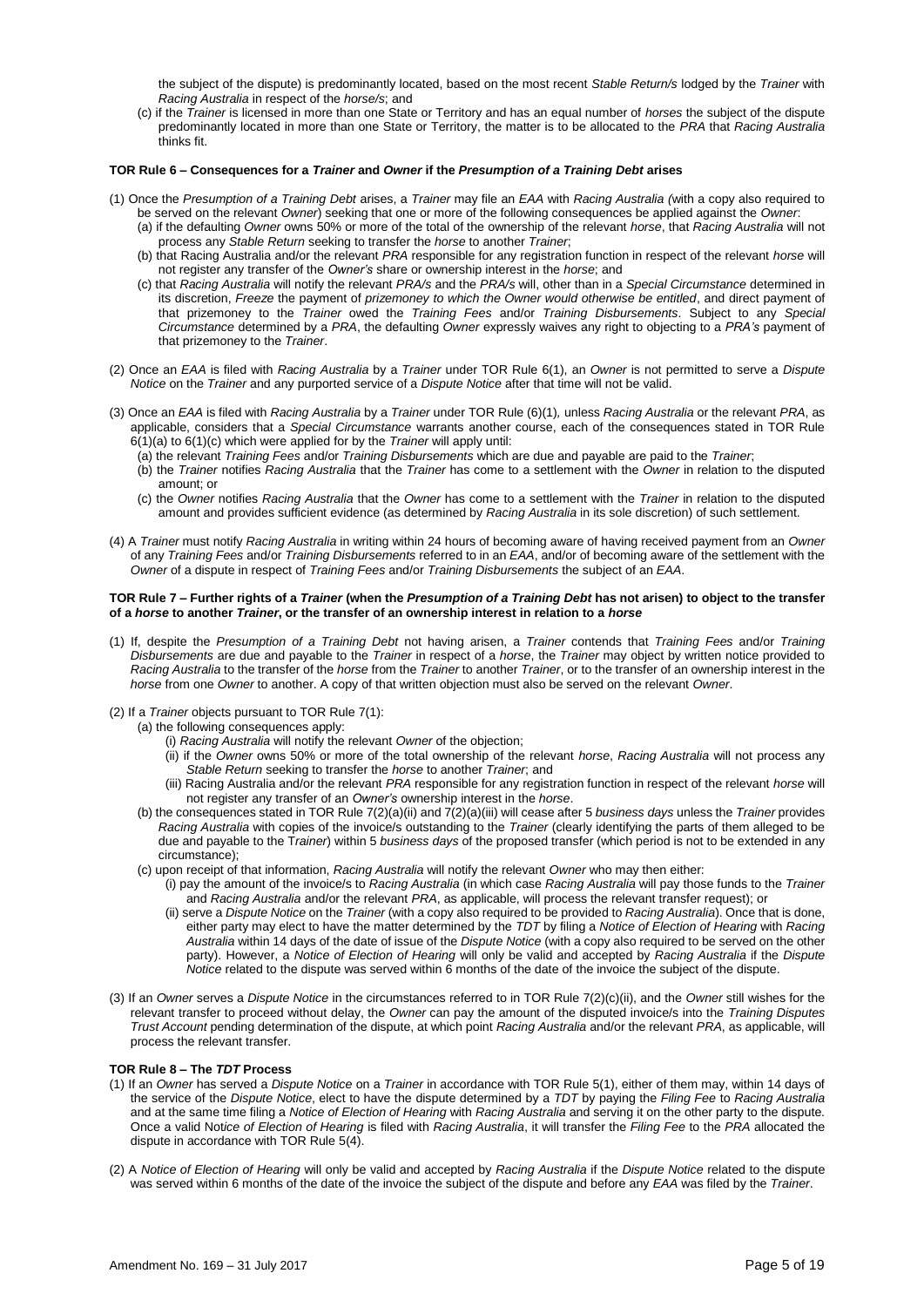the subject of the dispute) is predominantly located, based on the most recent *Stable Return/s* lodged by the *Trainer* with *Racing Australia* in respect of the *horse/s*; and

(c) if the *Trainer* is licensed in more than one State or Territory and has an equal number of *horses* the subject of the dispute predominantly located in more than one State or Territory, the matter is to be allocated to the *PRA* that *Racing Australia* thinks fit.

**TOR Rule 6 – Consequences for a *Trainer* and *Owner* if the *Presumption of a Training Debt* arises**

(1) Once the *Presumption of a Training Debt* arises, a *Trainer* may file an *EAA* with *Racing Australia (*with a copy also required to be served on the relevant *Owner*) seeking that one or more of the following consequences be applied against the *Owner*:

(a) if the defaulting *Owner* owns 50% or more of the total of the ownership of the relevant *horse*, that *Racing Australia* will not process any *Stable Return* seeking to transfer the *horse* to another *Trainer*;

(b) that Racing Australia and/or the relevant *PRA* responsible for any registration function in respect of the relevant *horse* will not register any transfer of the *Owner's* share or ownership interest in the *horse*; and

(c) that *Racing Australia* will notify the relevant *PRA/s* and the *PRA/s* will, other than in a *Special Circumstance* determined in its discretion, *Freeze* the payment of *prizemoney to which the Owner would otherwise be entitled*, and direct payment of that prizemoney to the *Trainer* owed the *Training Fees* and/or *Training Disbursements*. Subject to any *Special Circumstance* determined by a *PRA*, the defaulting *Owner* expressly waives any right to objecting to a *PRA's* payment of that prizemoney to the *Trainer*.

(2) Once an *EAA* is filed with *Racing Australia* by a *Trainer* under TOR Rule 6(1), an *Owner* is not permitted to serve a *Dispute Notice* on the *Trainer* and any purported service of a *Dispute Notice* after that time will not be valid.

(3) Once an *EAA* is filed with *Racing Australia* by a *Trainer* under TOR Rule (6)(1)*,* unless *Racing Australia* or the relevant *PRA*, as applicable, considers that a *Special Circumstance* warrants another course, each of the consequences stated in TOR Rule 6(1)(a) to 6(1)(c) which were applied for by the *Trainer* will apply until:

(a) the relevant *Training Fees* and/or *Training Disbursements* which are due and payable are paid to the *Trainer*;

(b) the *Trainer* notifies *Racing Australia* that the *Trainer* has come to a settlement with the *Owner* in relation to the disputed amount; or

(c) the *Owner* notifies *Racing Australia* that the *Owner* has come to a settlement with the *Trainer* in relation to the disputed amount and provides sufficient evidence (as determined by *Racing Australia* in its sole discretion) of such settlement.

(4) A *Trainer* must notify *Racing Australia* in writing within 24 hours of becoming aware of having received payment from an *Owner* of any *Training Fees* and/or *Training Disbursements* referred to in an *EAA*, and/or of becoming aware of the settlement with the *Owner* of a dispute in respect of *Training Fees* and/or *Training Disbursements* the subject of an *EAA*.

**TOR Rule 7 – Further rights of a *Trainer* (when the *Presumption of a Training Debt* has not arisen) to object to the transfer of a *horse* to another *Trainer*, or the transfer of an ownership interest in relation to a *horse***

(1) If, despite the *Presumption of a Training Debt* not having arisen, a *Trainer* contends that *Training Fees* and/or *Training Disbursements* are due and payable to the *Trainer* in respect of a *horse*, the *Trainer* may object by written notice provided to *Racing Australia* to the transfer of the *horse* from the *Trainer* to another *Trainer*, or to the transfer of an ownership interest in the *horse* from one *Owner* to another. A copy of that written objection must also be served on the relevant *Owner*.

(2) If a *Trainer* objects pursuant to TOR Rule 7(1):

(a) the following consequences apply:

(i) *Racing Australia* will notify the relevant *Owner* of the objection;

(ii) if the *Owner* owns 50% or more of the total ownership of the relevant *horse*, *Racing Australia* will not process any *Stable Return* seeking to transfer the *horse* to another *Trainer*; and

(iii) Racing Australia and/or the relevant *PRA* responsible for any registration function in respect of the relevant *horse* will not register any transfer of an *Owner's* ownership interest in the *horse*.

(b) the consequences stated in TOR Rule 7(2)(a)(ii) and 7(2)(a)(iii) will cease after 5 *business days* unless the *Trainer* provides *Racing Australia* with copies of the invoice/s outstanding to the *Trainer* (clearly identifying the parts of them alleged to be due and payable to the T*rainer*) within 5 *business days* of the proposed transfer (which period is not to be extended in any circumstance);

(c) upon receipt of that information, *Racing Australia* will notify the relevant *Owner* who may then either:

(i) pay the amount of the invoice/s to *Racing Australia* (in which case *Racing Australia* will pay those funds to the *Trainer* and *Racing Australia* and/or the relevant *PRA*, as applicable, will process the relevant transfer request); or

(ii) serve a *Dispute Notice* on the *Trainer* (with a copy also required to be provided to *Racing Australia*). Once that is done, either party may elect to have the matter determined by the *TDT* by filing a *Notice of Election of Hearing* with *Racing Australia* within 14 days of the date of issue of the *Dispute Notice* (with a copy also required to be served on the other party). However, a *Notice of Election of Hearing* will only be valid and accepted by *Racing Australia* if the *Dispute Notice* related to the dispute was served within 6 months of the date of the invoice the subject of the dispute.

(3) If an *Owner* serves a *Dispute Notice* in the circumstances referred to in TOR Rule 7(2)(c)(ii), and the *Owner* still wishes for the relevant transfer to proceed without delay, the *Owner* can pay the amount of the disputed invoice/s into the *Training Disputes Trust Account* pending determination of the dispute, at which point *Racing Australia* and/or the relevant *PRA*, as applicable, will process the relevant transfer.

**TOR Rule 8 – The *TDT* Process**

(1) If an *Owner* has served a *Dispute Notice* on a *Trainer* in accordance with TOR Rule 5(1), either of them may, within 14 days of the service of the *Dispute Notice*, elect to have the dispute determined by a *TDT* by paying the *Filing Fee* to *Racing Australia* and at the same time filing a *Notice of Election of Hearing* with *Racing Australia* and serving it on the other party to the dispute. Once a valid Not*ice of Election of Hearing* is filed with *Racing Australia*, it will transfer the *Filing Fee* to the *PRA* allocated the dispute in accordance with TOR Rule 5(4).

(2) A *Notice of Election of Hearing* will only be valid and accepted by *Racing Australia* if the *Dispute Notice* related to the dispute was served within 6 months of the date of the invoice the subject of the dispute and before any *EAA* was filed by the *Trainer*.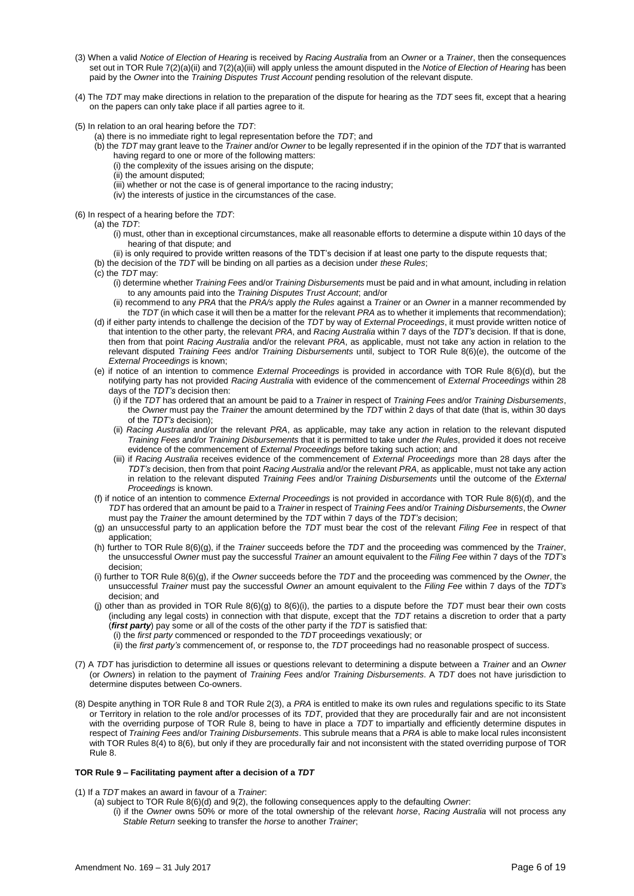(3) When a valid *Notice of Election of Hearing* is received by *Racing Australia* from an *Owner* or a *Trainer*, then the consequences set out in TOR Rule 7(2)(a)(ii) and 7(2)(a)(iii) will apply unless the amount disputed in the *Notice of Election of Hearing* has been paid by the *Owner* into the *Training Disputes Trust Account* pending resolution of the relevant dispute.

(4) The *TDT* may make directions in relation to the preparation of the dispute for hearing as the *TDT* sees fit, except that a hearing on the papers can only take place if all parties agree to it.

(5) In relation to an oral hearing before the *TDT*:

- (a) there is no immediate right to legal representation before the *TDT*; and
- (b) the *TDT* may grant leave to the *Trainer* and/or *Owner* to be legally represented if in the opinion of the *TDT* that is warranted having regard to one or more of the following matters:
  - (i) the complexity of the issues arising on the dispute;
  - (ii) the amount disputed;
  - (iii) whether or not the case is of general importance to the racing industry;
  - (iv) the interests of justice in the circumstances of the case.

(6) In respect of a hearing before the *TDT*:

- (a) the *TDT*:
  - (i) must, other than in exceptional circumstances, make all reasonable efforts to determine a dispute within 10 days of the hearing of that dispute; and
  - (ii) is only required to provide written reasons of the TDT's decision if at least one party to the dispute requests that;
- (b) the decision of the *TDT* will be binding on all parties as a decision under *these Rules*;
- (c) the *TDT* may:
  - (i) determine whether *Training Fees* and/or *Training Disbursements* must be paid and in what amount, including in relation to any amounts paid into the *Training Disputes Trust Account*; and/or
  - (ii) recommend to any *PRA* that the *PRA/s* apply *the Rules* against a *Trainer* or an *Owner* in a manner recommended by the *TDT* (in which case it will then be a matter for the relevant *PRA* as to whether it implements that recommendation);
- (d) if either party intends to challenge the decision of the *TDT* by way of *External Proceedings*, it must provide written notice of that intention to the other party, the relevant *PRA*, and *Racing Australia* within 7 days of the *TDT's* decision. If that is done, then from that point *Racing Australia* and/or the relevant *PRA*, as applicable, must not take any action in relation to the relevant disputed *Training Fees* and/or *Training Disbursements* until, subject to TOR Rule 8(6)(e), the outcome of the *External Proceedings* is known;
- (e) if notice of an intention to commence *External Proceedings* is provided in accordance with TOR Rule 8(6)(d), but the notifying party has not provided *Racing Australia* with evidence of the commencement of *External Proceedings* within 28 days of the *TDT's* decision then:
  - (i) if the *TDT* has ordered that an amount be paid to a *Trainer* in respect of *Training Fees* and/or *Training Disbursements*, the *Owner* must pay the *Trainer* the amount determined by the *TDT* within 2 days of that date (that is, within 30 days of the *TDT's* decision);
  - (ii) *Racing Australia* and/or the relevant *PRA*, as applicable, may take any action in relation to the relevant disputed *Training Fees* and/or *Training Disbursements* that it is permitted to take under *the Rules*, provided it does not receive evidence of the commencement of *External Proceedings* before taking such action; and
  - (iii) if *Racing Australia* receives evidence of the commencement of *External Proceedings* more than 28 days after the *TDT's* decision, then from that point *Racing Australia* and/or the relevant *PRA*, as applicable, must not take any action in relation to the relevant disputed *Training Fees* and/or *Training Disbursements* until the outcome of the *External Proceedings* is known.
- (f) if notice of an intention to commence *External Proceedings* is not provided in accordance with TOR Rule 8(6)(d), and the *TDT* has ordered that an amount be paid to a *Trainer* in respect of *Training Fees* and/or *Training Disbursements*, the *Owner* must pay the *Trainer* the amount determined by the *TDT* within 7 days of the *TDT's* decision;
- (g) an unsuccessful party to an application before the *TDT* must bear the cost of the relevant *Filing Fee* in respect of that application;
- (h) further to TOR Rule 8(6)(g), if the *Trainer* succeeds before the *TDT* and the proceeding was commenced by the *Trainer*, the unsuccessful *Owner* must pay the successful *Trainer* an amount equivalent to the *Filing Fee* within 7 days of the *TDT's* decision;
- (i) further to TOR Rule 8(6)(g), if the *Owner* succeeds before the *TDT* and the proceeding was commenced by the *Owner*, the unsuccessful *Trainer* must pay the successful *Owner* an amount equivalent to the *Filing Fee* within 7 days of the *TDT's* decision; and
- (j) other than as provided in TOR Rule 8(6)(g) to 8(6)(i), the parties to a dispute before the *TDT* must bear their own costs (including any legal costs) in connection with that dispute, except that the *TDT* retains a discretion to order that a party (***first party***) pay some or all of the costs of the other party if the *TDT* is satisfied that:
  - (i) the *first party* commenced or responded to the *TDT* proceedings vexatiously; or
  - (ii) the *first party's* commencement of, or response to, the *TDT* proceedings had no reasonable prospect of success.

(7) A *TDT* has jurisdiction to determine all issues or questions relevant to determining a dispute between a *Trainer* and an *Owner* (or *Owners*) in relation to the payment of *Training Fees* and/or *Training Disbursements*. A *TDT* does not have jurisdiction to determine disputes between Co-owners.

(8) Despite anything in TOR Rule 8 and TOR Rule 2(3), a *PRA* is entitled to make its own rules and regulations specific to its State or Territory in relation to the role and/or processes of its *TDT*, provided that they are procedurally fair and are not inconsistent with the overriding purpose of TOR Rule 8, being to have in place a *TDT* to impartially and efficiently determine disputes in respect of *Training Fees* and/or *Training Disbursements*. This subrule means that a *PRA* is able to make local rules inconsistent with TOR Rules 8(4) to 8(6), but only if they are procedurally fair and not inconsistent with the stated overriding purpose of TOR Rule 8.

**TOR Rule 9 – Facilitating payment after a decision of a *TDT***

(1) If a *TDT* makes an award in favour of a *Trainer*:

- (a) subject to TOR Rule 8(6)(d) and 9(2), the following consequences apply to the defaulting *Owner*:
  - (i) if the *Owner* owns 50% or more of the total ownership of the relevant *horse*, *Racing Australia* will not process any *Stable Return* seeking to transfer the *horse* to another *Trainer*;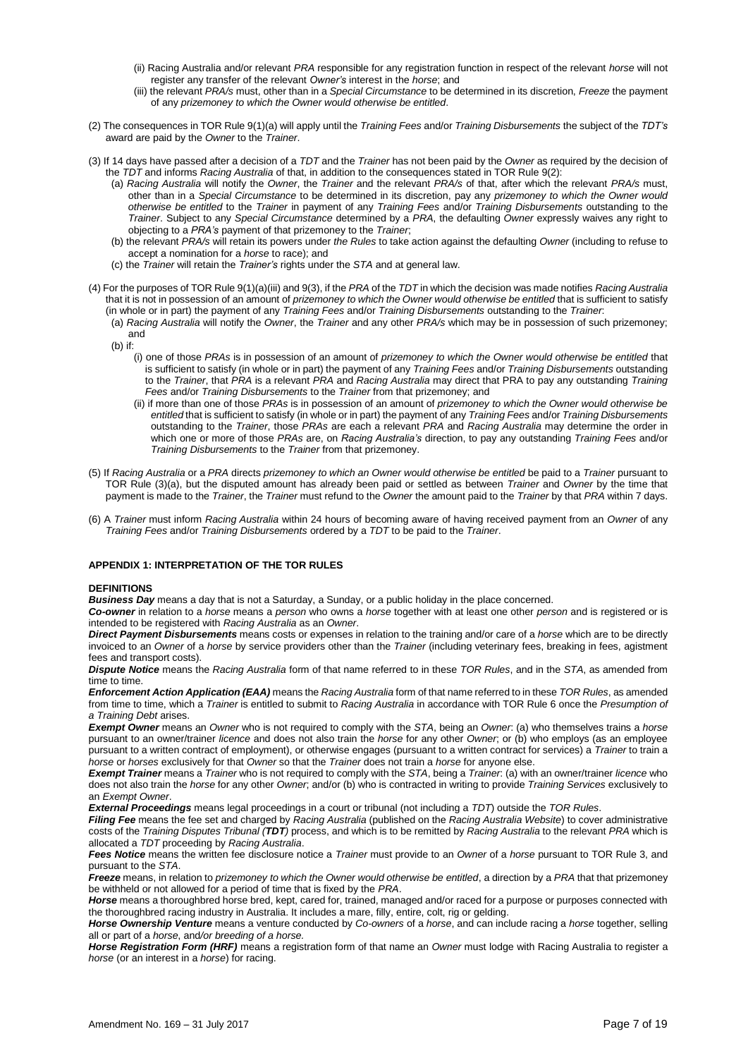(ii) Racing Australia and/or relevant *PRA* responsible for any registration function in respect of the relevant *horse* will not register any transfer of the relevant *Owner's* interest in the *horse*; and

(iii) the relevant *PRA/s* must, other than in a *Special Circumstance* to be determined in its discretion, *Freeze* the payment of any *prizemoney to which the Owner would otherwise be entitled*.

(2) The consequences in TOR Rule 9(1)(a) will apply until the *Training Fees* and/or *Training Disbursements* the subject of the *TDT's* award are paid by the *Owner* to the *Trainer*.

(3) If 14 days have passed after a decision of a *TDT* and the *Trainer* has not been paid by the *Owner* as required by the decision of the *TDT* and informs *Racing Australia* of that, in addition to the consequences stated in TOR Rule 9(2):

(a) *Racing Australia* will notify the *Owner*, the *Trainer* and the relevant *PRA/s* of that, after which the relevant *PRA/s* must, other than in a *Special Circumstance* to be determined in its discretion, pay any *prizemoney to which the Owner would otherwise be entitled* to the *Trainer* in payment of any *Training Fees* and/or *Training Disbursements* outstanding to the *Trainer*. Subject to any *Special Circumstance* determined by a *PRA*, the defaulting *Owner* expressly waives any right to objecting to a *PRA's* payment of that prizemoney to the *Trainer*;

(b) the relevant *PRA/s* will retain its powers under *the Rules* to take action against the defaulting *Owner* (including to refuse to accept a nomination for a *horse* to race); and

(c) the *Trainer* will retain the *Trainer's* rights under the *STA* and at general law.

(4) For the purposes of TOR Rule 9(1)(a)(iii) and 9(3), if the *PRA* of the *TDT* in which the decision was made notifies *Racing Australia* that it is not in possession of an amount of *prizemoney to which the Owner would otherwise be entitled* that is sufficient to satisfy (in whole or in part) the payment of any *Training Fees* and/or *Training Disbursements* outstanding to the *Trainer*:

(a) *Racing Australia* will notify the *Owner*, the *Trainer* and any other *PRA/s* which may be in possession of such prizemoney; and

(b) if:

(i) one of those *PRAs* is in possession of an amount of *prizemoney to which the Owner would otherwise be entitled* that is sufficient to satisfy (in whole or in part) the payment of any *Training Fees* and/or *Training Disbursements* outstanding to the *Trainer*, that *PRA* is a relevant *PRA* and *Racing Australia* may direct that PRA to pay any outstanding *Training Fees* and/or *Training Disbursements* to the *Trainer* from that prizemoney; and

(ii) if more than one of those *PRAs* is in possession of an amount of *prizemoney to which the Owner would otherwise be entitled* that is sufficient to satisfy (in whole or in part) the payment of any *Training Fees* and/or *Training Disbursements* outstanding to the *Trainer*, those *PRAs* are each a relevant *PRA* and *Racing Australia* may determine the order in which one or more of those *PRAs* are, on *Racing Australia's* direction, to pay any outstanding *Training Fees* and/or *Training Disbursements* to the *Trainer* from that prizemoney.

(5) If *Racing Australia* or a *PRA* directs *prizemoney to which an Owner would otherwise be entitled* be paid to a *Trainer* pursuant to TOR Rule (3)(a), but the disputed amount has already been paid or settled as between *Trainer* and *Owner* by the time that payment is made to the *Trainer*, the *Trainer* must refund to the *Owner* the amount paid to the *Trainer* by that *PRA* within 7 days.

(6) A *Trainer* must inform *Racing Australia* within 24 hours of becoming aware of having received payment from an *Owner* of any *Training Fees* and/or *Training Disbursements* ordered by a *TDT* to be paid to the *Trainer*.

## APPENDIX 1: INTERPRETATION OF THE TOR RULES

### DEFINITIONS

***Business Day*** means a day that is not a Saturday, a Sunday, or a public holiday in the place concerned.

***Co-owner*** in relation to a *horse* means a *person* who owns a *horse* together with at least one other *person* and is registered or is intended to be registered with *Racing Australia* as an *Owner*.

***Direct Payment Disbursements*** means costs or expenses in relation to the training and/or care of a *horse* which are to be directly invoiced to an *Owner* of a *horse* by service providers other than the *Trainer* (including veterinary fees, breaking in fees, agistment fees and transport costs).

***Dispute Notice*** means the *Racing Australia* form of that name referred to in these *TOR Rules*, and in the *STA*, as amended from time to time.

***Enforcement Action Application (EAA)*** means the *Racing Australia* form of that name referred to in these *TOR Rules*, as amended from time to time, which a *Trainer* is entitled to submit to *Racing Australia* in accordance with TOR Rule 6 once the *Presumption of a Training Debt* arises.

***Exempt Owner*** means an *Owner* who is not required to comply with the *STA*, being an *Owner*: (a) who themselves trains a *horse* pursuant to an owner/trainer *licence* and does not also train the *horse* for any other *Owner*; or (b) who employs (as an employee pursuant to a written contract of employment), or otherwise engages (pursuant to a written contract for services) a *Trainer* to train a *horse* or *horses* exclusively for that *Owner* so that the *Trainer* does not train a *horse* for anyone else.

***Exempt Trainer*** means a *Trainer* who is not required to comply with the *STA*, being a *Trainer*: (a) with an owner/trainer *licence* who does not also train the *horse* for any other *Owner*; and/or (b) who is contracted in writing to provide *Training Services* exclusively to an *Exempt Owner*.

***External Proceedings*** means legal proceedings in a court or tribunal (not including a *TDT*) outside the *TOR Rules*.

***Filing Fee*** means the fee set and charged by *Racing Australia* (published on the *Racing Australia Website*) to cover administrative costs of the *Training Disputes Tribunal (**TDT**)* process, and which is to be remitted by *Racing Australia* to the relevant *PRA* which is allocated a *TDT* proceeding by *Racing Australia*.

***Fees Notice*** means the written fee disclosure notice a *Trainer* must provide to an *Owner* of a *horse* pursuant to TOR Rule 3, and pursuant to the *STA*.

***Freeze*** means, in relation to *prizemoney to which the Owner would otherwise be entitled*, a direction by a *PRA* that that prizemoney be withheld or not allowed for a period of time that is fixed by the *PRA*.

***Horse*** means a thoroughbred horse bred, kept, cared for, trained, managed and/or raced for a purpose or purposes connected with the thoroughbred racing industry in Australia. It includes a mare, filly, entire, colt, rig or gelding.

***Horse Ownership Venture*** means a venture conducted by *Co-owners* of a *horse*, and can include racing a *horse* together, selling all or part of a *horse*, and/or *breeding of a horse.*

***Horse Registration Form (HRF)*** means a registration form of that name an *Owner* must lodge with Racing Australia to register a *horse* (or an interest in a *horse*) for racing.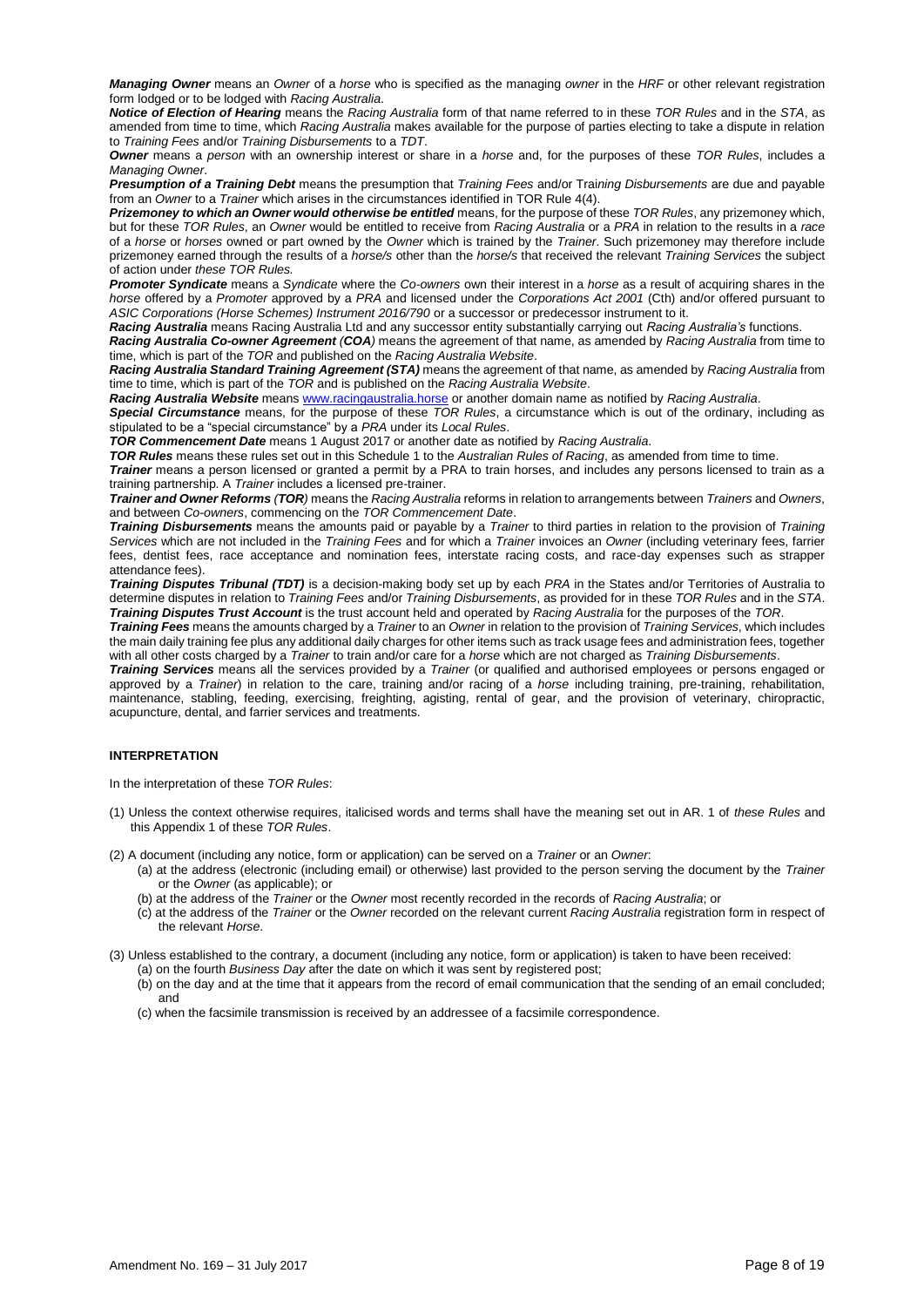***Managing Owner*** means an *Owner* of a *horse* who is specified as the managing *owner* in the *HRF* or other relevant registration form lodged or to be lodged with *Racing Australia.*

***Notice of Election of Hearing*** means the *Racing Australia* form of that name referred to in these *TOR Rules* and in the *STA*, as amended from time to time, which *Racing Australia* makes available for the purpose of parties electing to take a dispute in relation to *Training Fees* and/or *Training Disbursements* to a *TDT*.

***Owner*** means a *person* with an ownership interest or share in a *horse* and, for the purposes of these *TOR Rules*, includes a *Managing Owner*.

***Presumption of a Training Debt*** means the presumption that *Training Fees* and/or *Training Disbursements* are due and payable from an *Owner* to a *Trainer* which arises in the circumstances identified in TOR Rule 4(4).

***Prizemoney to which an Owner would otherwise be entitled*** means, for the purpose of these *TOR Rules*, any prizemoney which, but for these *TOR Rules*, an *Owner* would be entitled to receive from *Racing Australia* or a *PRA* in relation to the results in a *race* of a *horse* or *horses* owned or part owned by the *Owner* which is trained by the *Trainer*. Such prizemoney may therefore include prizemoney earned through the results of a *horse/s* other than the *horse/s* that received the relevant *Training Services* the subject of action under *these TOR Rules.*

***Promoter Syndicate*** means a *Syndicate* where the *Co-owners* own their interest in a *horse* as a result of acquiring shares in the *horse* offered by a *Promoter* approved by a *PRA* and licensed under the *Corporations Act 2001* (Cth) and/or offered pursuant to *ASIC Corporations (Horse Schemes) Instrument 2016/790* or a successor or predecessor instrument to it.

***Racing Australia*** means Racing Australia Ltd and any successor entity substantially carrying out *Racing Australia's* functions.

***Racing Australia Co-owner Agreement (COA)*** means the agreement of that name, as amended by *Racing Australia* from time to time, which is part of the *TOR* and published on the *Racing Australia Website*.

***Racing Australia Standard Training Agreement (STA)*** means the agreement of that name, as amended by *Racing Australia* from time to time, which is part of the *TOR* and is published on the *Racing Australia Website*.

***Racing Australia Website*** means www.racingaustralia.horse or another domain name as notified by *Racing Australia*.

***Special Circumstance*** means, for the purpose of these *TOR Rules*, a circumstance which is out of the ordinary, including as stipulated to be a "special circumstance" by a *PRA* under its *Local Rules*.

***TOR Commencement Date*** means 1 August 2017 or another date as notified by *Racing Australia.*

***TOR Rules*** means these rules set out in this Schedule 1 to the *Australian Rules of Racing*, as amended from time to time.

***Trainer*** means a person licensed or granted a permit by a PRA to train horses, and includes any persons licensed to train as a training partnership. A *Trainer* includes a licensed pre-trainer.

***Trainer and Owner Reforms (TOR)*** means the *Racing Australia* reforms in relation to arrangements between *Trainers* and *Owners*, and between *Co-owners*, commencing on the *TOR Commencement Date*.

***Training Disbursements*** means the amounts paid or payable by a *Trainer* to third parties in relation to the provision of *Training Services* which are not included in the *Training Fees* and for which a *Trainer* invoices an *Owner* (including veterinary fees, farrier fees, dentist fees, race acceptance and nomination fees, interstate racing costs, and race-day expenses such as strapper attendance fees).

***Training Disputes Tribunal (TDT)*** is a decision-making body set up by each *PRA* in the States and/or Territories of Australia to determine disputes in relation to *Training Fees* and/or *Training Disbursements*, as provided for in these *TOR Rules* and in the *STA*.

***Training Disputes Trust Account*** is the trust account held and operated by *Racing Australia* for the purposes of the *TOR*.

***Training Fees*** means the amounts charged by a *Trainer* to an *Owner* in relation to the provision of *Training Services*, which includes the main daily training fee plus any additional daily charges for other items such as track usage fees and administration fees, together with all other costs charged by a *Trainer* to train and/or care for a *horse* which are not charged as *Training Disbursements*.

***Training Services*** means all the services provided by a *Trainer* (or qualified and authorised employees or persons engaged or approved by a *Trainer*) in relation to the care, training and/or racing of a *horse* including training, pre-training, rehabilitation, maintenance, stabling, feeding, exercising, freighting, agisting, rental of gear, and the provision of veterinary, chiropractic, acupuncture, dental, and farrier services and treatments.

**INTERPRETATION**

In the interpretation of these *TOR Rules*:

(1) Unless the context otherwise requires, italicised words and terms shall have the meaning set out in AR. 1 of *these Rules* and this Appendix 1 of these *TOR Rules*.

(2) A document (including any notice, form or application) can be served on a *Trainer* or an *Owner*:

  (a) at the address (electronic (including email) or otherwise) last provided to the person serving the document by the *Trainer* or the *Owner* (as applicable); or

  (b) at the address of the *Trainer* or the *Owner* most recently recorded in the records of *Racing Australia*; or

  (c) at the address of the *Trainer* or the *Owner* recorded on the relevant current *Racing Australia* registration form in respect of the relevant *Horse.*

(3) Unless established to the contrary, a document (including any notice, form or application) is taken to have been received:

  (a) on the fourth *Business Day* after the date on which it was sent by registered post;

  (b) on the day and at the time that it appears from the record of email communication that the sending of an email concluded; and

  (c) when the facsimile transmission is received by an addressee of a facsimile correspondence.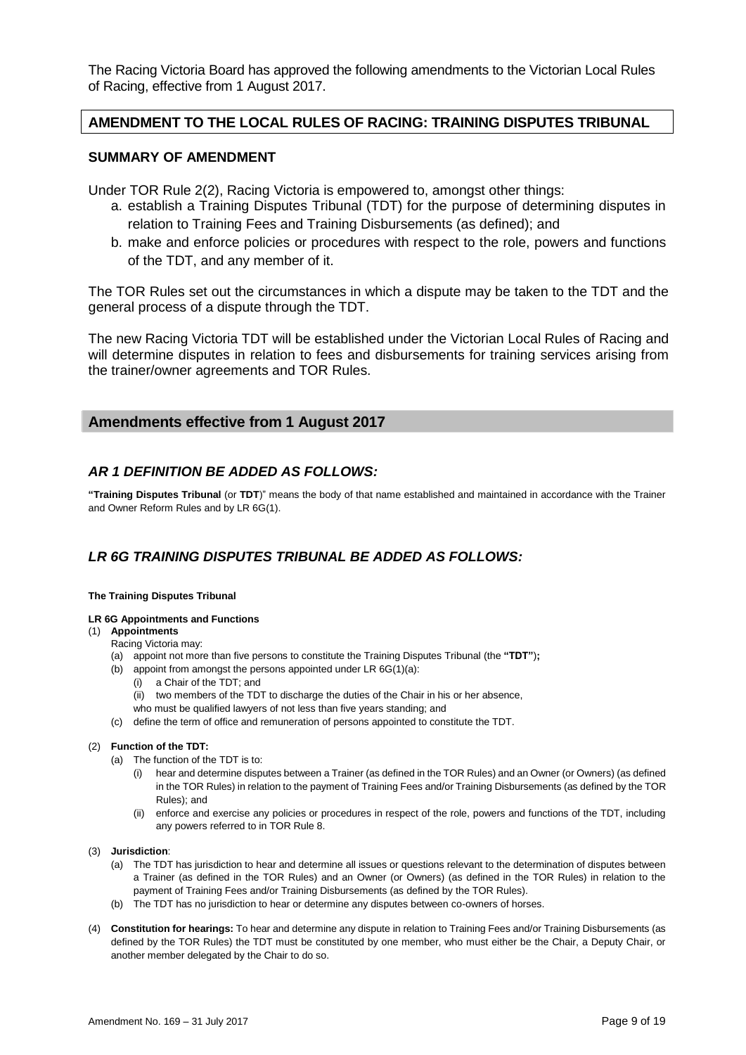The Racing Victoria Board has approved the following amendments to the Victorian Local Rules of Racing, effective from 1 August 2017.

## AMENDMENT TO THE LOCAL RULES OF RACING: TRAINING DISPUTES TRIBUNAL

### SUMMARY OF AMENDMENT

Under TOR Rule 2(2), Racing Victoria is empowered to, amongst other things:

a. establish a Training Disputes Tribunal (TDT) for the purpose of determining disputes in relation to Training Fees and Training Disbursements (as defined); and
b. make and enforce policies or procedures with respect to the role, powers and functions of the TDT, and any member of it.

The TOR Rules set out the circumstances in which a dispute may be taken to the TDT and the general process of a dispute through the TDT.

The new Racing Victoria TDT will be established under the Victorian Local Rules of Racing and will determine disputes in relation to fees and disbursements for training services arising from the trainer/owner agreements and TOR Rules.

## Amendments effective from 1 August 2017

### *AR 1 DEFINITION BE ADDED AS FOLLOWS:*

**"Training Disputes Tribunal** (or **TDT**)" means the body of that name established and maintained in accordance with the Trainer and Owner Reform Rules and by LR 6G(1).

### *LR 6G TRAINING DISPUTES TRIBUNAL BE ADDED AS FOLLOWS:*

**The Training Disputes Tribunal**

**LR 6G Appointments and Functions**

(1) **Appointments**
Racing Victoria may:
   (a) appoint not more than five persons to constitute the Training Disputes Tribunal (the **"TDT"**)**;**
   (b) appoint from amongst the persons appointed under LR 6G(1)(a):
      (i) a Chair of the TDT; and
      (ii) two members of the TDT to discharge the duties of the Chair in his or her absence,
   who must be qualified lawyers of not less than five years standing; and
   (c) define the term of office and remuneration of persons appointed to constitute the TDT.

(2) **Function of the TDT:**
   (a) The function of the TDT is to:
      (i) hear and determine disputes between a Trainer (as defined in the TOR Rules) and an Owner (or Owners) (as defined in the TOR Rules) in relation to the payment of Training Fees and/or Training Disbursements (as defined by the TOR Rules); and
      (ii) enforce and exercise any policies or procedures in respect of the role, powers and functions of the TDT, including any powers referred to in TOR Rule 8.

(3) **Jurisdiction**:
   (a) The TDT has jurisdiction to hear and determine all issues or questions relevant to the determination of disputes between a Trainer (as defined in the TOR Rules) and an Owner (or Owners) (as defined in the TOR Rules) in relation to the payment of Training Fees and/or Training Disbursements (as defined by the TOR Rules).
   (b) The TDT has no jurisdiction to hear or determine any disputes between co-owners of horses.

(4) **Constitution for hearings:** To hear and determine any dispute in relation to Training Fees and/or Training Disbursements (as defined by the TOR Rules) the TDT must be constituted by one member, who must either be the Chair, a Deputy Chair, or another member delegated by the Chair to do so.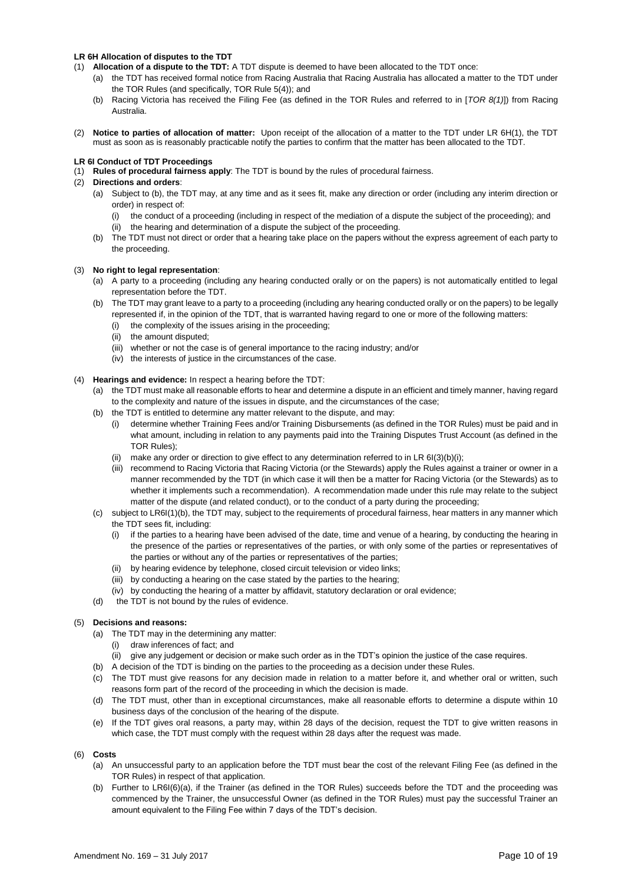**LR 6H Allocation of disputes to the TDT**

(1) **Allocation of a dispute to the TDT:** A TDT dispute is deemed to have been allocated to the TDT once:

  (a) the TDT has received formal notice from Racing Australia that Racing Australia has allocated a matter to the TDT under the TOR Rules (and specifically, TOR Rule 5(4)); and

  (b) Racing Victoria has received the Filing Fee (as defined in the TOR Rules and referred to in [*TOR 8(1)*]) from Racing Australia.

(2) **Notice to parties of allocation of matter:** Upon receipt of the allocation of a matter to the TDT under LR 6H(1), the TDT must as soon as is reasonably practicable notify the parties to confirm that the matter has been allocated to the TDT.

**LR 6I Conduct of TDT Proceedings**

(1) **Rules of procedural fairness apply**: The TDT is bound by the rules of procedural fairness.

(2) **Directions and orders**:

  (a) Subject to (b), the TDT may, at any time and as it sees fit, make any direction or order (including any interim direction or order) in respect of:

    (i) the conduct of a proceeding (including in respect of the mediation of a dispute the subject of the proceeding); and

    (ii) the hearing and determination of a dispute the subject of the proceeding.

  (b) The TDT must not direct or order that a hearing take place on the papers without the express agreement of each party to the proceeding.

(3) **No right to legal representation**:

  (a) A party to a proceeding (including any hearing conducted orally or on the papers) is not automatically entitled to legal representation before the TDT.

  (b) The TDT may grant leave to a party to a proceeding (including any hearing conducted orally or on the papers) to be legally represented if, in the opinion of the TDT, that is warranted having regard to one or more of the following matters:

    (i) the complexity of the issues arising in the proceeding;

    (ii) the amount disputed;

    (iii) whether or not the case is of general importance to the racing industry; and/or

    (iv) the interests of justice in the circumstances of the case.

(4) **Hearings and evidence:** In respect a hearing before the TDT:

  (a) the TDT must make all reasonable efforts to hear and determine a dispute in an efficient and timely manner, having regard to the complexity and nature of the issues in dispute, and the circumstances of the case;

  (b) the TDT is entitled to determine any matter relevant to the dispute, and may:

    (i) determine whether Training Fees and/or Training Disbursements (as defined in the TOR Rules) must be paid and in what amount, including in relation to any payments paid into the Training Disputes Trust Account (as defined in the TOR Rules);

    (ii) make any order or direction to give effect to any determination referred to in LR 6I(3)(b)(i);

    (iii) recommend to Racing Victoria that Racing Victoria (or the Stewards) apply the Rules against a trainer or owner in a manner recommended by the TDT (in which case it will then be a matter for Racing Victoria (or the Stewards) as to whether it implements such a recommendation). A recommendation made under this rule may relate to the subject matter of the dispute (and related conduct), or to the conduct of a party during the proceeding;

  (c) subject to LR6I(1)(b), the TDT may, subject to the requirements of procedural fairness, hear matters in any manner which the TDT sees fit, including:

    (i) if the parties to a hearing have been advised of the date, time and venue of a hearing, by conducting the hearing in the presence of the parties or representatives of the parties, or with only some of the parties or representatives of the parties or without any of the parties or representatives of the parties;

    (ii) by hearing evidence by telephone, closed circuit television or video links;

    (iii) by conducting a hearing on the case stated by the parties to the hearing;

    (iv) by conducting the hearing of a matter by affidavit, statutory declaration or oral evidence;

  (d) the TDT is not bound by the rules of evidence.

(5) **Decisions and reasons:**

  (a) The TDT may in the determining any matter:

    (i) draw inferences of fact; and

    (ii) give any judgement or decision or make such order as in the TDT's opinion the justice of the case requires.

  (b) A decision of the TDT is binding on the parties to the proceeding as a decision under these Rules.

  (c) The TDT must give reasons for any decision made in relation to a matter before it, and whether oral or written, such reasons form part of the record of the proceeding in which the decision is made.

  (d) The TDT must, other than in exceptional circumstances, make all reasonable efforts to determine a dispute within 10 business days of the conclusion of the hearing of the dispute.

  (e) If the TDT gives oral reasons, a party may, within 28 days of the decision, request the TDT to give written reasons in which case, the TDT must comply with the request within 28 days after the request was made.

(6) **Costs**

  (a) An unsuccessful party to an application before the TDT must bear the cost of the relevant Filing Fee (as defined in the TOR Rules) in respect of that application.

  (b) Further to LR6I(6)(a), if the Trainer (as defined in the TOR Rules) succeeds before the TDT and the proceeding was commenced by the Trainer, the unsuccessful Owner (as defined in the TOR Rules) must pay the successful Trainer an amount equivalent to the Filing Fee within 7 days of the TDT's decision.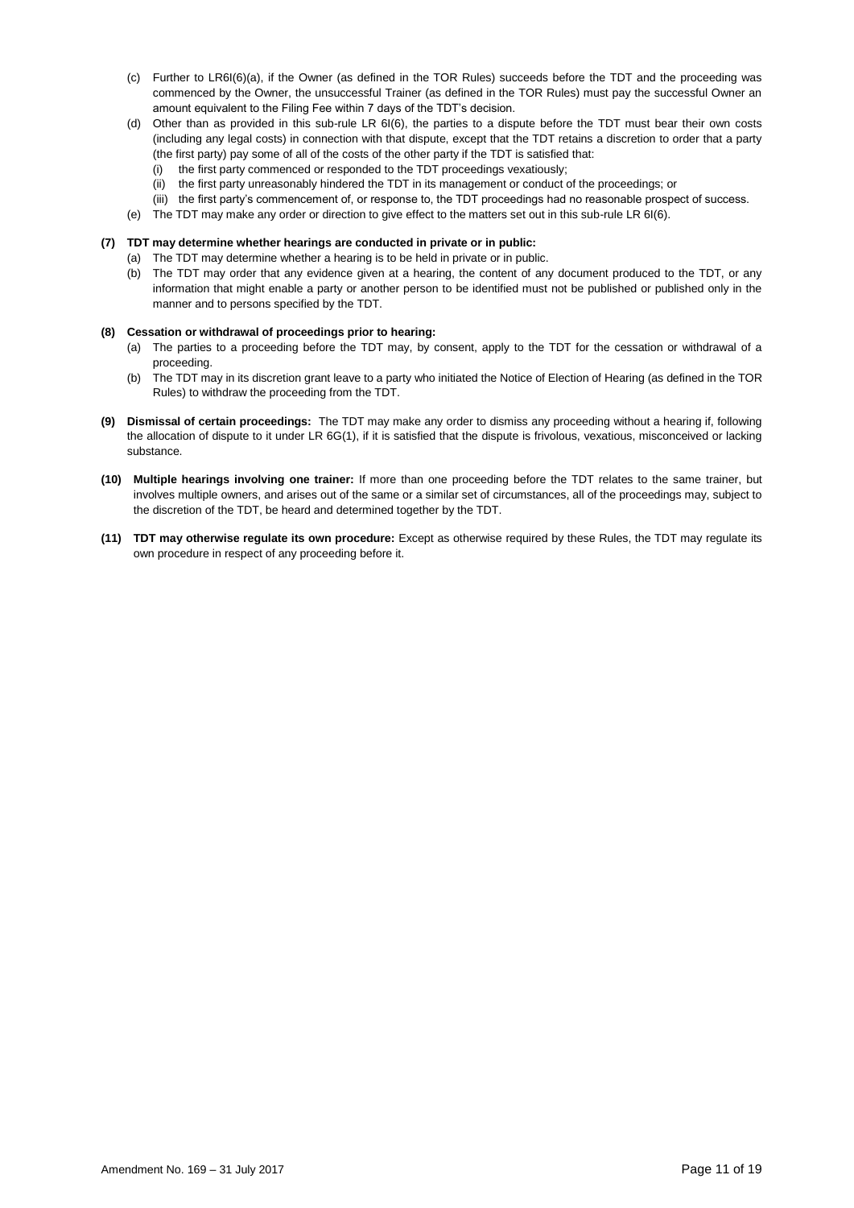(c) Further to LR6I(6)(a), if the Owner (as defined in the TOR Rules) succeeds before the TDT and the proceeding was commenced by the Owner, the unsuccessful Trainer (as defined in the TOR Rules) must pay the successful Owner an amount equivalent to the Filing Fee within 7 days of the TDT's decision.

(d) Other than as provided in this sub-rule LR 6I(6), the parties to a dispute before the TDT must bear their own costs (including any legal costs) in connection with that dispute, except that the TDT retains a discretion to order that a party (the first party) pay some of all of the costs of the other party if the TDT is satisfied that:

  (i) the first party commenced or responded to the TDT proceedings vexatiously;
  (ii) the first party unreasonably hindered the TDT in its management or conduct of the proceedings; or
  (iii) the first party's commencement of, or response to, the TDT proceedings had no reasonable prospect of success.

(e) The TDT may make any order or direction to give effect to the matters set out in this sub-rule LR 6I(6).

**(7) TDT may determine whether hearings are conducted in private or in public:**

(a) The TDT may determine whether a hearing is to be held in private or in public.

(b) The TDT may order that any evidence given at a hearing, the content of any document produced to the TDT, or any information that might enable a party or another person to be identified must not be published or published only in the manner and to persons specified by the TDT.

**(8) Cessation or withdrawal of proceedings prior to hearing:**

(a) The parties to a proceeding before the TDT may, by consent, apply to the TDT for the cessation or withdrawal of a proceeding.

(b) The TDT may in its discretion grant leave to a party who initiated the Notice of Election of Hearing (as defined in the TOR Rules) to withdraw the proceeding from the TDT.

**(9) Dismissal of certain proceedings:** The TDT may make any order to dismiss any proceeding without a hearing if, following the allocation of dispute to it under LR 6G(1), if it is satisfied that the dispute is frivolous, vexatious, misconceived or lacking substance.

**(10) Multiple hearings involving one trainer:** If more than one proceeding before the TDT relates to the same trainer, but involves multiple owners, and arises out of the same or a similar set of circumstances, all of the proceedings may, subject to the discretion of the TDT, be heard and determined together by the TDT.

**(11) TDT may otherwise regulate its own procedure:** Except as otherwise required by these Rules, the TDT may regulate its own procedure in respect of any proceeding before it.

Amendment No. 169 – 31 July 2017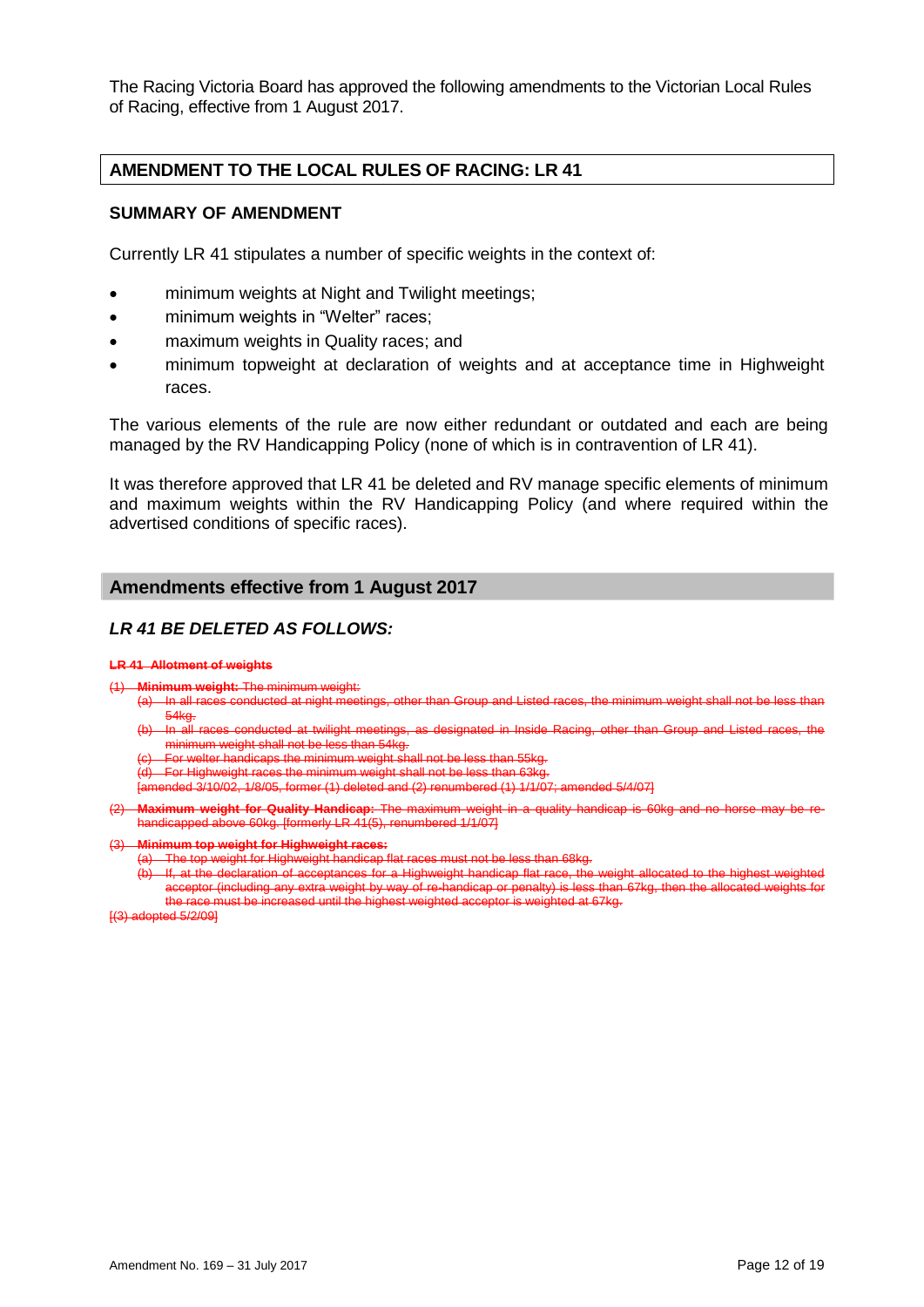The Racing Victoria Board has approved the following amendments to the Victorian Local Rules of Racing, effective from 1 August 2017.

## AMENDMENT TO THE LOCAL RULES OF RACING: LR 41

### SUMMARY OF AMENDMENT

Currently LR 41 stipulates a number of specific weights in the context of:

- minimum weights at Night and Twilight meetings;
- minimum weights in "Welter" races;
- maximum weights in Quality races; and
- minimum topweight at declaration of weights and at acceptance time in Highweight races.

The various elements of the rule are now either redundant or outdated and each are being managed by the RV Handicapping Policy (none of which is in contravention of LR 41).

It was therefore approved that LR 41 be deleted and RV manage specific elements of minimum and maximum weights within the RV Handicapping Policy (and where required within the advertised conditions of specific races).

## Amendments effective from 1 August 2017

### *LR 41 BE DELETED AS FOLLOWS:*

~~**LR 41 Allotment of weights**~~

~~(1) **Minimum weight:** The minimum weight:~~

~~(a) In all races conducted at night meetings, other than Group and Listed races, the minimum weight shall not be less than 54kg.~~

~~(b) In all races conducted at twilight meetings, as designated in Inside Racing, other than Group and Listed races, the minimum weight shall not be less than 54kg.~~

~~(c) For welter handicaps the minimum weight shall not be less than 55kg.~~

~~(d) For Highweight races the minimum weight shall not be less than 63kg.~~

~~[amended 3/10/02, 1/8/05, former (1) deleted and (2) renumbered (1) 1/1/07; amended 5/4/07]~~

~~(2) **Maximum weight for Quality Handicap:** The maximum weight in a quality handicap is 60kg and no horse may be re-handicapped above 60kg. [formerly LR 41(5), renumbered 1/1/07]~~

~~(3) **Minimum top weight for Highweight races:**~~

~~(a) The top weight for Highweight handicap flat races must not be less than 68kg.~~

~~(b) If, at the declaration of acceptances for a Highweight handicap flat race, the weight allocated to the highest weighted acceptor (including any extra weight by way of re-handicap or penalty) is less than 67kg, then the allocated weights for the race must be increased until the highest weighted acceptor is weighted at 67kg.~~

~~[(3) adopted 5/2/09]~~

Amendment No. 169 – 31 July 2017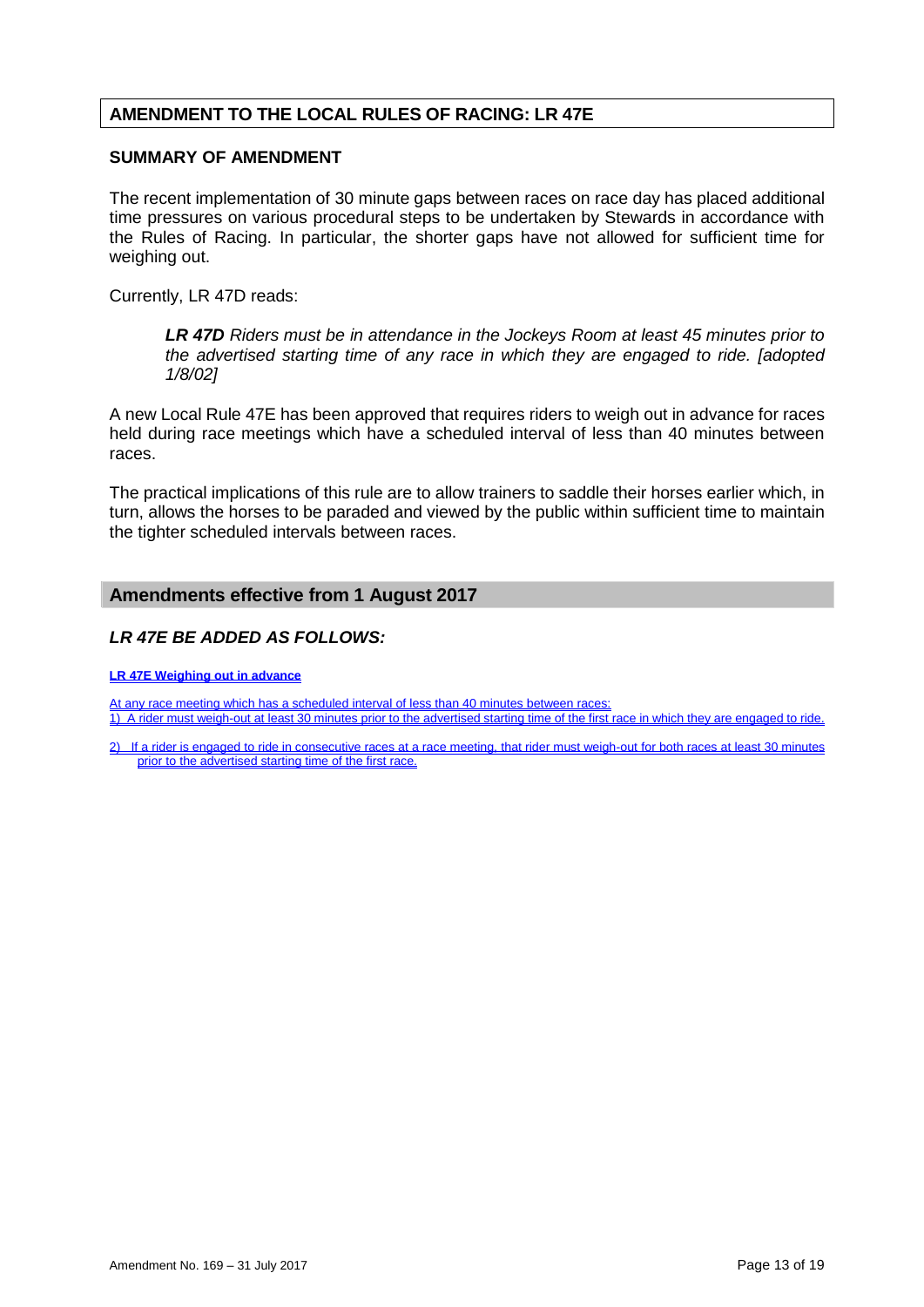## AMENDMENT TO THE LOCAL RULES OF RACING: LR 47E

### SUMMARY OF AMENDMENT

The recent implementation of 30 minute gaps between races on race day has placed additional time pressures on various procedural steps to be undertaken by Stewards in accordance with the Rules of Racing. In particular, the shorter gaps have not allowed for sufficient time for weighing out.

Currently, LR 47D reads:

> ***LR 47D*** *Riders must be in attendance in the Jockeys Room at least 45 minutes prior to the advertised starting time of any race in which they are engaged to ride. [adopted 1/8/02]*

A new Local Rule 47E has been approved that requires riders to weigh out in advance for races held during race meetings which have a scheduled interval of less than 40 minutes between races.

The practical implications of this rule are to allow trainers to saddle their horses earlier which, in turn, allows the horses to be paraded and viewed by the public within sufficient time to maintain the tighter scheduled intervals between races.

## Amendments effective from 1 August 2017

### *LR 47E BE ADDED AS FOLLOWS:*

**LR 47E Weighing out in advance**

At any race meeting which has a scheduled interval of less than 40 minutes between races:

1) A rider must weigh-out at least 30 minutes prior to the advertised starting time of the first race in which they are engaged to ride.

2) If a rider is engaged to ride in consecutive races at a race meeting, that rider must weigh-out for both races at least 30 minutes prior to the advertised starting time of the first race.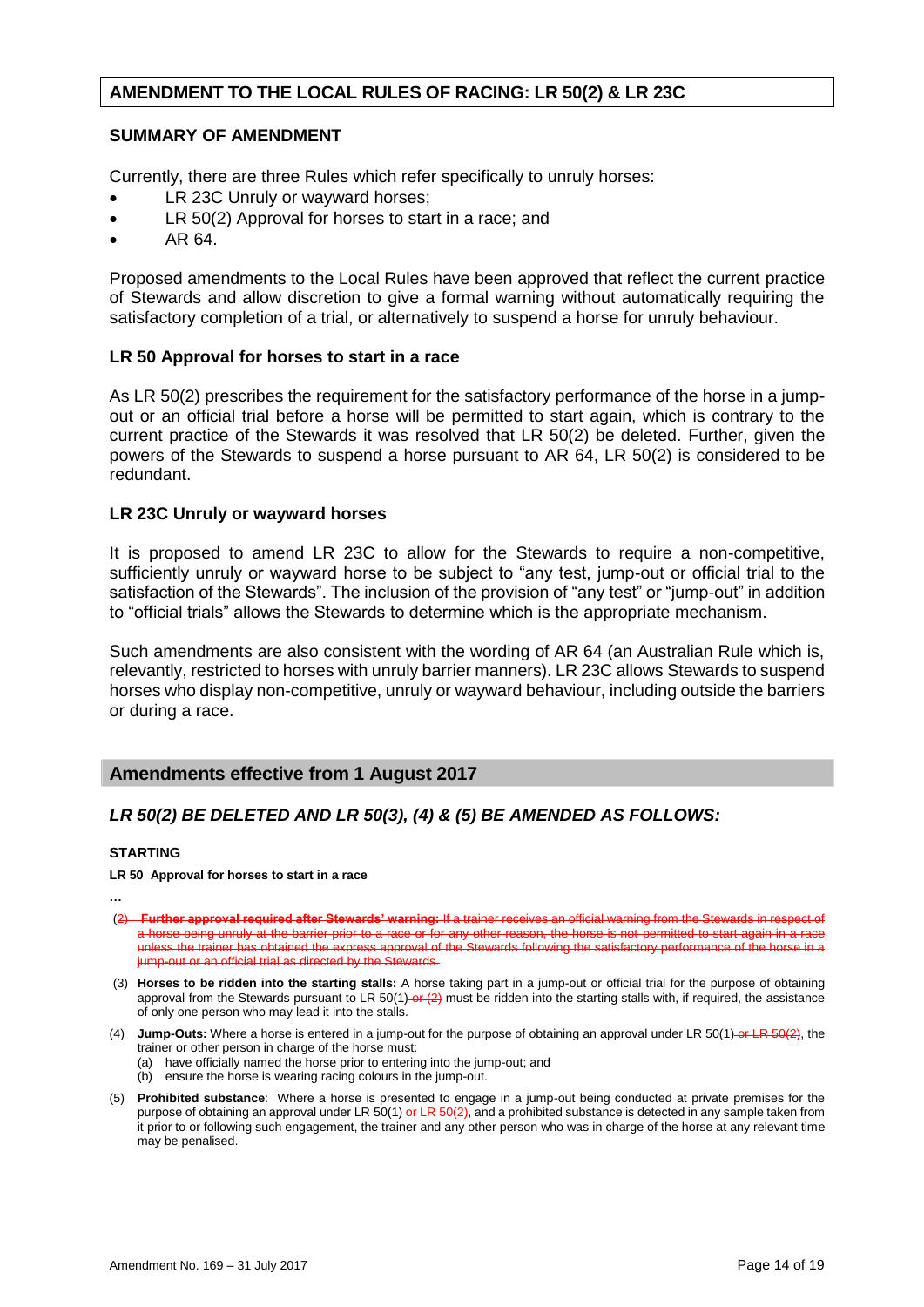## AMENDMENT TO THE LOCAL RULES OF RACING: LR 50(2) & LR 23C

### SUMMARY OF AMENDMENT

Currently, there are three Rules which refer specifically to unruly horses:

- LR 23C Unruly or wayward horses;
- LR 50(2) Approval for horses to start in a race; and
- AR 64.

Proposed amendments to the Local Rules have been approved that reflect the current practice of Stewards and allow discretion to give a formal warning without automatically requiring the satisfactory completion of a trial, or alternatively to suspend a horse for unruly behaviour.

### LR 50 Approval for horses to start in a race

As LR 50(2) prescribes the requirement for the satisfactory performance of the horse in a jump-out or an official trial before a horse will be permitted to start again, which is contrary to the current practice of the Stewards it was resolved that LR 50(2) be deleted. Further, given the powers of the Stewards to suspend a horse pursuant to AR 64, LR 50(2) is considered to be redundant.

### LR 23C Unruly or wayward horses

It is proposed to amend LR 23C to allow for the Stewards to require a non-competitive, sufficiently unruly or wayward horse to be subject to "any test, jump-out or official trial to the satisfaction of the Stewards". The inclusion of the provision of "any test" or "jump-out" in addition to "official trials" allows the Stewards to determine which is the appropriate mechanism.

Such amendments are also consistent with the wording of AR 64 (an Australian Rule which is, relevantly, restricted to horses with unruly barrier manners). LR 23C allows Stewards to suspend horses who display non-competitive, unruly or wayward behaviour, including outside the barriers or during a race.

## Amendments effective from 1 August 2017

### *LR 50(2) BE DELETED AND LR 50(3), (4) & (5) BE AMENDED AS FOLLOWS:*

**STARTING**

**LR 50 Approval for horses to start in a race**

…

~~(2) **Further approval required after Stewards' warning:** If a trainer receives an official warning from the Stewards in respect of a horse being unruly at the barrier prior to a race or for any other reason, the horse is not permitted to start again in a race unless the trainer has obtained the express approval of the Stewards following the satisfactory performance of the horse in a jump-out or an official trial as directed by the Stewards.~~

(3) **Horses to be ridden into the starting stalls:** A horse taking part in a jump-out or official trial for the purpose of obtaining approval from the Stewards pursuant to LR 50(1) ~~or (2)~~ must be ridden into the starting stalls with, if required, the assistance of only one person who may lead it into the stalls.

(4) **Jump-Outs:** Where a horse is entered in a jump-out for the purpose of obtaining an approval under LR 50(1) ~~or LR 50(2)~~, the trainer or other person in charge of the horse must:
  (a) have officially named the horse prior to entering into the jump-out; and
  (b) ensure the horse is wearing racing colours in the jump-out.

(5) **Prohibited substance**: Where a horse is presented to engage in a jump-out being conducted at private premises for the purpose of obtaining an approval under LR 50(1) ~~or LR 50(2)~~, and a prohibited substance is detected in any sample taken from it prior to or following such engagement, the trainer and any other person who was in charge of the horse at any relevant time may be penalised.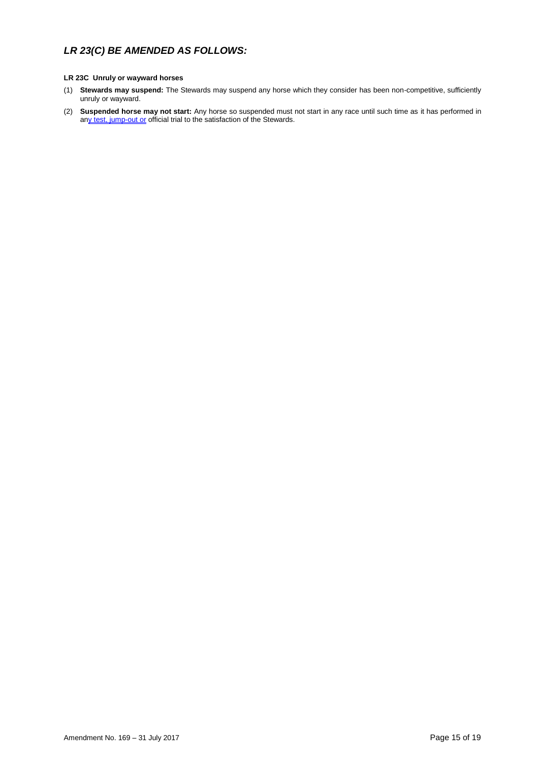## *LR 23(C) BE AMENDED AS FOLLOWS:*

**LR 23C Unruly or wayward horses**

(1) **Stewards may suspend:** The Stewards may suspend any horse which they consider has been non-competitive, sufficiently unruly or wayward.

(2) **Suspended horse may not start:** Any horse so suspended must not start in any race until such time as it has performed in any test, jump-out or official trial to the satisfaction of the Stewards.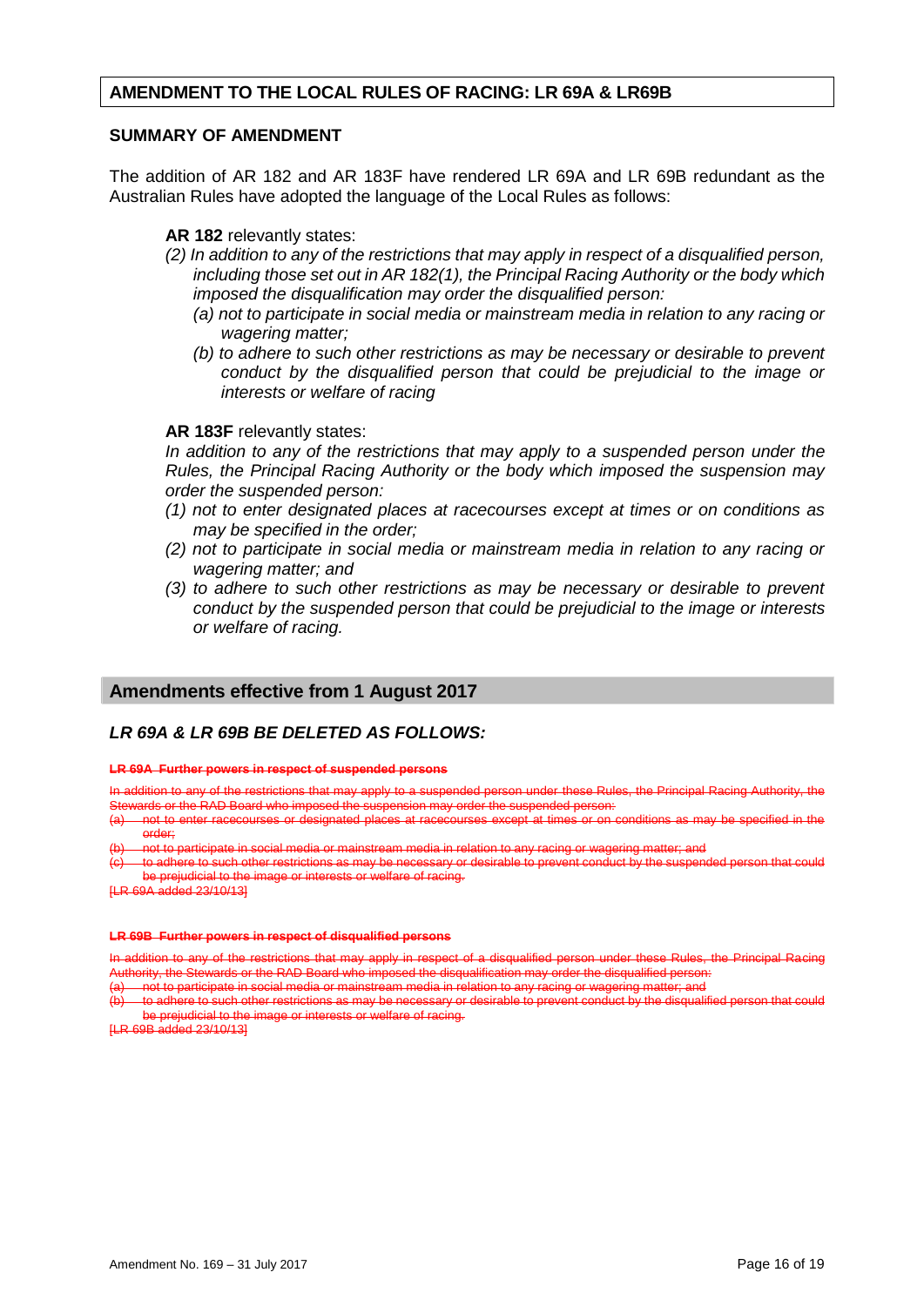## AMENDMENT TO THE LOCAL RULES OF RACING: LR 69A & LR69B

### SUMMARY OF AMENDMENT

The addition of AR 182 and AR 183F have rendered LR 69A and LR 69B redundant as the Australian Rules have adopted the language of the Local Rules as follows:

**AR 182** relevantly states:

*(2) In addition to any of the restrictions that may apply in respect of a disqualified person, including those set out in AR 182(1), the Principal Racing Authority or the body which imposed the disqualification may order the disqualified person:*

*(a) not to participate in social media or mainstream media in relation to any racing or wagering matter;*

*(b) to adhere to such other restrictions as may be necessary or desirable to prevent conduct by the disqualified person that could be prejudicial to the image or interests or welfare of racing*

**AR 183F** relevantly states:

*In addition to any of the restrictions that may apply to a suspended person under the Rules, the Principal Racing Authority or the body which imposed the suspension may order the suspended person:*

*(1) not to enter designated places at racecourses except at times or on conditions as may be specified in the order;*

*(2) not to participate in social media or mainstream media in relation to any racing or wagering matter; and*

*(3) to adhere to such other restrictions as may be necessary or desirable to prevent conduct by the suspended person that could be prejudicial to the image or interests or welfare of racing.*

## Amendments effective from 1 August 2017

### *LR 69A & LR 69B BE DELETED AS FOLLOWS:*

~~**LR 69A Further powers in respect of suspended persons**~~

~~In addition to any of the restrictions that may apply to a suspended person under these Rules, the Principal Racing Authority, the Stewards or the RAD Board who imposed the suspension may order the suspended person:~~

~~(a) not to enter racecourses or designated places at racecourses except at times or on conditions as may be specified in the order;~~

~~(b) not to participate in social media or mainstream media in relation to any racing or wagering matter; and~~

~~(c) to adhere to such other restrictions as may be necessary or desirable to prevent conduct by the suspended person that could be prejudicial to the image or interests or welfare of racing.~~

~~[LR 69A added 23/10/13]~~

~~**LR 69B Further powers in respect of disqualified persons**~~

~~In addition to any of the restrictions that may apply in respect of a disqualified person under these Rules, the Principal Racing Authority, the Stewards or the RAD Board who imposed the disqualification may order the disqualified person:~~

~~(a) not to participate in social media or mainstream media in relation to any racing or wagering matter; and~~

~~(b) to adhere to such other restrictions as may be necessary or desirable to prevent conduct by the disqualified person that could be prejudicial to the image or interests or welfare of racing.~~

~~[LR 69B added 23/10/13]~~

Amendment No. 169 – 31 July 2017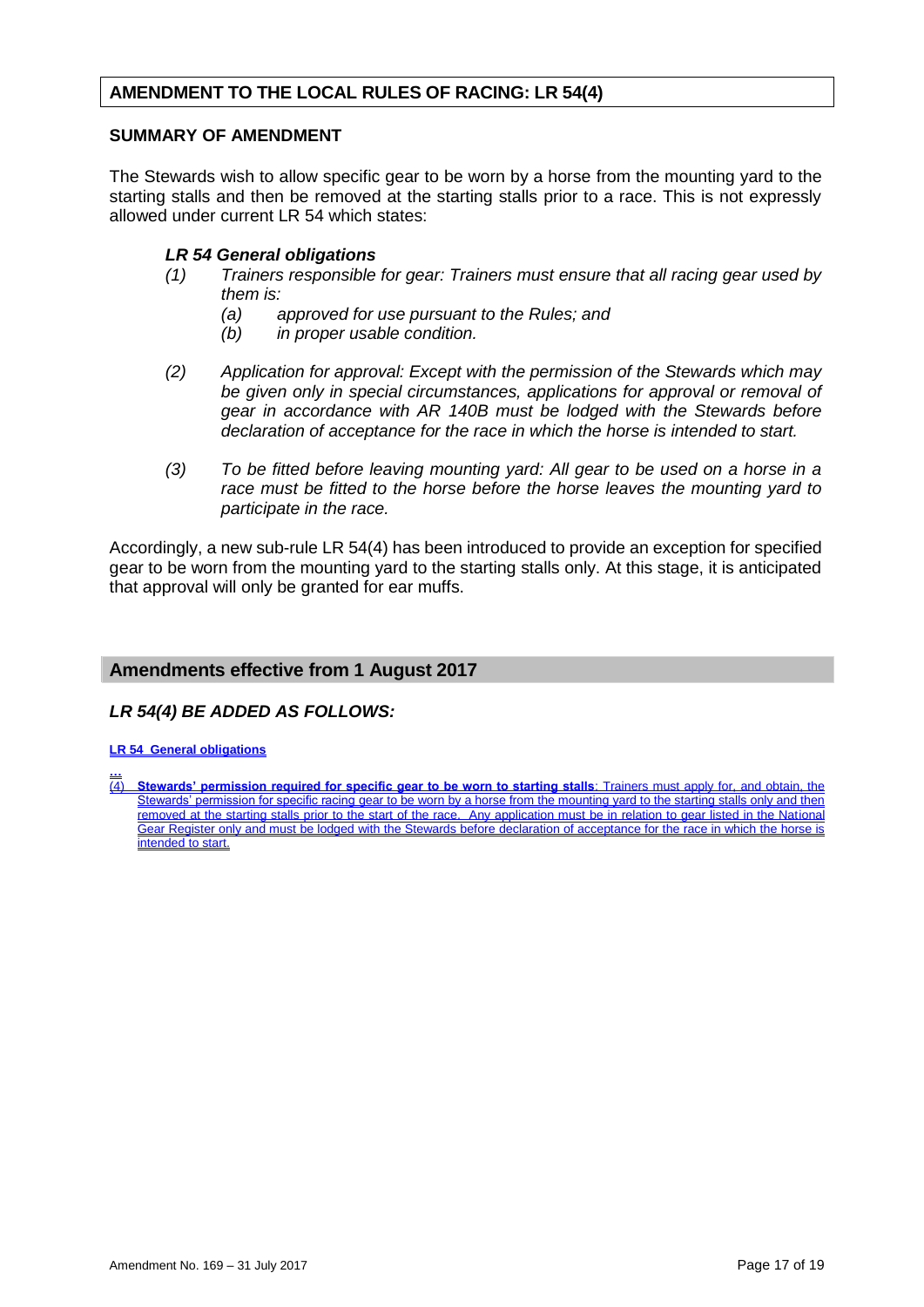## AMENDMENT TO THE LOCAL RULES OF RACING: LR 54(4)

### SUMMARY OF AMENDMENT

The Stewards wish to allow specific gear to be worn by a horse from the mounting yard to the starting stalls and then be removed at the starting stalls prior to a race. This is not expressly allowed under current LR 54 which states:

> ***LR 54 General obligations***
>
> *(1) Trainers responsible for gear: Trainers must ensure that all racing gear used by them is:*
>
> *(a) approved for use pursuant to the Rules; and*
>
> *(b) in proper usable condition.*
>
> *(2) Application for approval: Except with the permission of the Stewards which may be given only in special circumstances, applications for approval or removal of gear in accordance with AR 140B must be lodged with the Stewards before declaration of acceptance for the race in which the horse is intended to start.*
>
> *(3) To be fitted before leaving mounting yard: All gear to be used on a horse in a race must be fitted to the horse before the horse leaves the mounting yard to participate in the race.*

Accordingly, a new sub-rule LR 54(4) has been introduced to provide an exception for specified gear to be worn from the mounting yard to the starting stalls only. At this stage, it is anticipated that approval will only be granted for ear muffs.

## Amendments effective from 1 August 2017

### *LR 54(4) BE ADDED AS FOLLOWS:*

**LR 54 General obligations**

...

(4) **Stewards' permission required for specific gear to be worn to starting stalls**: Trainers must apply for, and obtain, the Stewards' permission for specific racing gear to be worn by a horse from the mounting yard to the starting stalls only and then removed at the starting stalls prior to the start of the race. Any application must be in relation to gear listed in the National Gear Register only and must be lodged with the Stewards before declaration of acceptance for the race in which the horse is intended to start.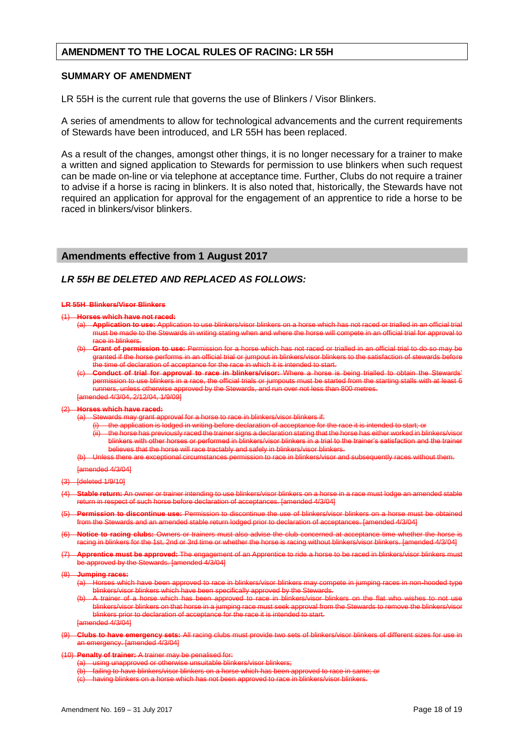## AMENDMENT TO THE LOCAL RULES OF RACING: LR 55H

### SUMMARY OF AMENDMENT

LR 55H is the current rule that governs the use of Blinkers / Visor Blinkers.

A series of amendments to allow for technological advancements and the current requirements of Stewards have been introduced, and LR 55H has been replaced.

As a result of the changes, amongst other things, it is no longer necessary for a trainer to make a written and signed application to Stewards for permission to use blinkers when such request can be made on-line or via telephone at acceptance time. Further, Clubs do not require a trainer to advise if a horse is racing in blinkers. It is also noted that, historically, the Stewards have not required an application for approval for the engagement of an apprentice to ride a horse to be raced in blinkers/visor blinkers.

### Amendments effective from 1 August 2017

### *LR 55H BE DELETED AND REPLACED AS FOLLOWS:*

~~**LR 55H Blinkers/Visor Blinkers**~~

~~(1) **Horses which have not raced:**~~

~~(a) **Application to use:** Application to use blinkers/visor blinkers on a horse which has not raced or trialled in an official trial must be made to the Stewards in writing stating when and where the horse will compete in an official trial for approval to race in blinkers.~~

~~(b) **Grant of permission to use:** Permission for a horse which has not raced or trialled in an official trial to do so may be granted if the horse performs in an official trial or jumpout in blinkers/visor blinkers to the satisfaction of stewards before the time of declaration of acceptance for the race in which it is intended to start.~~

~~(c) **Conduct of trial for approval to race in blinkers/visor:** Where a horse is being trialled to obtain the Stewards' permission to use blinkers in a race, the official trials or jumpouts must be started from the starting stalls with at least 6 runners, unless otherwise approved by the Stewards, and run over not less than 800 metres.~~

~~[amended 4/3/04, 2/12/04, 1/9/09]~~

~~(2) **Horses which have raced:**~~

~~(a) Stewards may grant approval for a horse to race in blinkers/visor blinkers if:~~

~~(i) the application is lodged in writing before declaration of acceptance for the race it is intended to start; or~~

~~(ii) the horse has previously raced the trainer signs a declaration stating that the horse has either worked in blinkers/visor blinkers with other horses or performed in blinkers/visor blinkers in a trial to the trainer's satisfaction and the trainer believes that the horse will race tractably and safely in blinkers/visor blinkers.~~

~~(b) Unless there are exceptional circumstances permission to race in blinkers/visor and subsequently races without them.~~

~~[amended 4/3/04]~~

~~(3) [deleted 1/9/10]~~

~~(4) **Stable return:** An owner or trainer intending to use blinkers/visor blinkers on a horse in a race must lodge an amended stable return in respect of such horse before declaration of acceptances. [amended 4/3/04]~~

~~(5) **Permission to discontinue use:** Permission to discontinue the use of blinkers/visor blinkers on a horse must be obtained from the Stewards and an amended stable return lodged prior to declaration of acceptances. [amended 4/3/04]~~

~~(6) **Notice to racing clubs:** Owners or trainers must also advise the club concerned at acceptance time whether the horse is racing in blinkers for the 1st, 2nd or 3rd time or whether the horse is racing without blinkers/visor blinkers. [amended 4/3/04]~~

~~(7) **Apprentice must be approved:** The engagement of an Apprentice to ride a horse to be raced in blinkers/visor blinkers must be approved by the Stewards. [amended 4/3/04]~~

~~(8) **Jumping races:**~~

~~(a) Horses which have been approved to race in blinkers/visor blinkers may compete in jumping races in non-hooded type blinkers/visor blinkers which have been specifically approved by the Stewards.~~

~~(b) A trainer of a horse which has been approved to race in blinkers/visor blinkers on the flat who wishes to not use blinkers/visor blinkers on that horse in a jumping race must seek approval from the Stewards to remove the blinkers/visor blinkers prior to declaration of acceptance for the race it is intended to start.~~

~~[amended 4/3/04]~~

~~(9) **Clubs to have emergency sets:** All racing clubs must provide two sets of blinkers/visor blinkers of different sizes for use in an emergency. [amended 4/3/04]~~

~~(10) **Penalty of trainer:** A trainer may be penalised for:~~

~~(a) using unapproved or otherwise unsuitable blinkers/visor blinkers;~~

~~(b) failing to have blinkers/visor blinkers on a horse which has been approved to race in same; or~~

~~(c) having blinkers on a horse which has not been approved to race in blinkers/visor blinkers.~~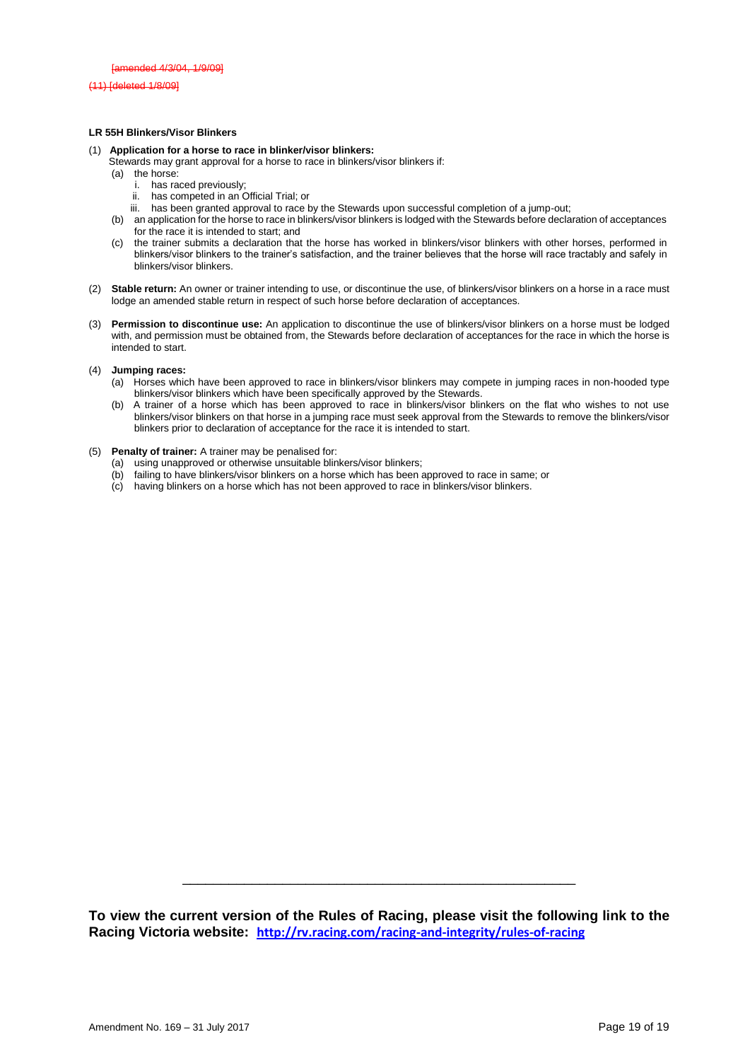~~[amended 4/3/04, 1/9/09]~~

~~(11) [deleted 1/8/09]~~

**LR 55H Blinkers/Visor Blinkers**

(1) **Application for a horse to race in blinker/visor blinkers:**
Stewards may grant approval for a horse to race in blinkers/visor blinkers if:
  (a) the horse:
    i. has raced previously;
    ii. has competed in an Official Trial; or
    iii. has been granted approval to race by the Stewards upon successful completion of a jump-out;
  (b) an application for the horse to race in blinkers/visor blinkers is lodged with the Stewards before declaration of acceptances for the race it is intended to start; and
  (c) the trainer submits a declaration that the horse has worked in blinkers/visor blinkers with other horses, performed in blinkers/visor blinkers to the trainer's satisfaction, and the trainer believes that the horse will race tractably and safely in blinkers/visor blinkers.

(2) **Stable return:** An owner or trainer intending to use, or discontinue the use, of blinkers/visor blinkers on a horse in a race must lodge an amended stable return in respect of such horse before declaration of acceptances.

(3) **Permission to discontinue use:** An application to discontinue the use of blinkers/visor blinkers on a horse must be lodged with, and permission must be obtained from, the Stewards before declaration of acceptances for the race in which the horse is intended to start.

(4) **Jumping races:**
  (a) Horses which have been approved to race in blinkers/visor blinkers may compete in jumping races in non-hooded type blinkers/visor blinkers which have been specifically approved by the Stewards.
  (b) A trainer of a horse which has been approved to race in blinkers/visor blinkers on the flat who wishes to not use blinkers/visor blinkers on that horse in a jumping race must seek approval from the Stewards to remove the blinkers/visor blinkers prior to declaration of acceptance for the race it is intended to start.

(5) **Penalty of trainer:** A trainer may be penalised for:
  (a) using unapproved or otherwise unsuitable blinkers/visor blinkers;
  (b) failing to have blinkers/visor blinkers on a horse which has been approved to race in same; or
  (c) having blinkers on a horse which has not been approved to race in blinkers/visor blinkers.

---

**To view the current version of the Rules of Racing, please visit the following link to the Racing Victoria website: http://rv.racing.com/racing-and-integrity/rules-of-racing**

Amendment No. 169 – 31 July 2017